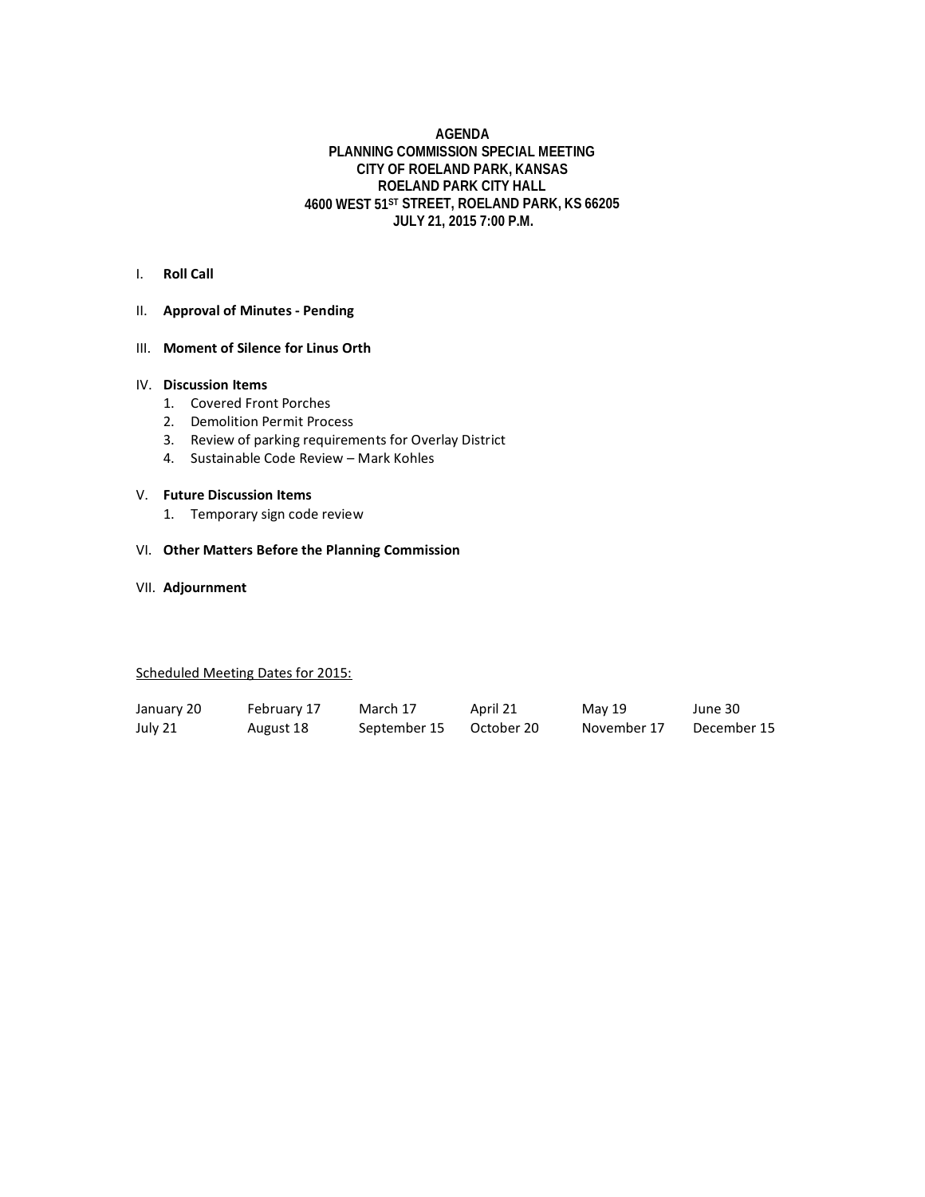**AGENDA**
**PLANNING COMMISSION SPECIAL MEETING**
**CITY OF ROELAND PARK, KANSAS**
**ROELAND PARK CITY HALL**
**4600 WEST 51ST STREET, ROELAND PARK, KS 66205**
**JULY 21, 2015 7:00 P.M.**

I. **Roll Call**

II. **Approval of Minutes - Pending**

III. **Moment of Silence for Linus Orth**

IV. **Discussion Items**
   1. Covered Front Porches
   2. Demolition Permit Process
   3. Review of parking requirements for Overlay District
   4. Sustainable Code Review – Mark Kohles

V. **Future Discussion Items**
   1. Temporary sign code review

VI. **Other Matters Before the Planning Commission**

VII. **Adjournment**

Scheduled Meeting Dates for 2015:

| | | | | | |
|---|---|---|---|---|---|
| January 20 | February 17 | March 17 | April 21 | May 19 | June 30 |
| July 21 | August 18 | September 15 | October 20 | November 17 | December 15 |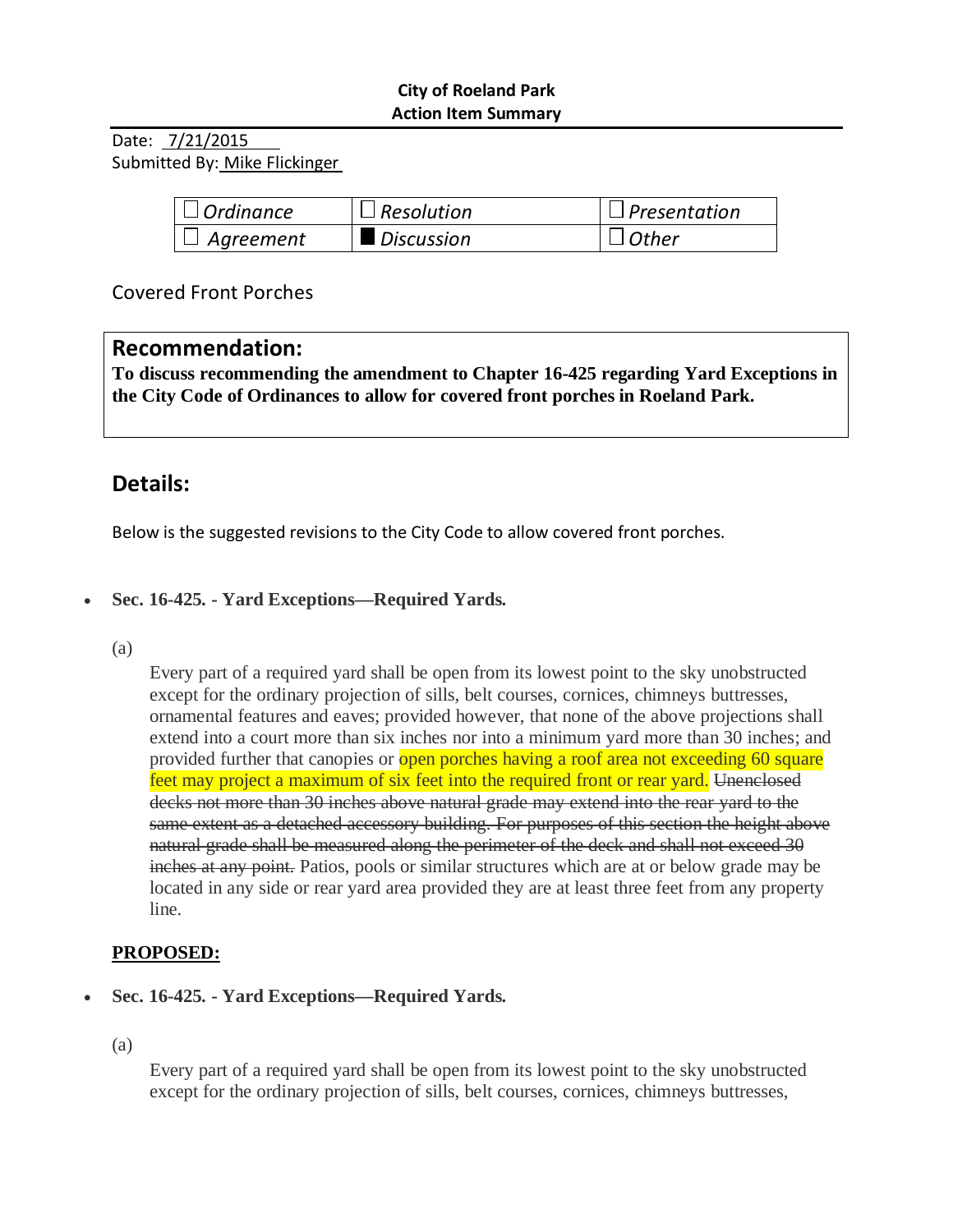**City of Roeland Park**
**Action Item Summary**

Date: 7/21/2015
Submitted By: Mike Flickinger

| | | |
|---|---|---|
| ☐ *Ordinance* | ☐ *Resolution* | ☐ *Presentation* |
| ☐ *Agreement* | ■ *Discussion* | ☐ *Other* |

Covered Front Porches

## Recommendation:

**To discuss recommending the amendment to Chapter 16-425 regarding Yard Exceptions in the City Code of Ordinances to allow for covered front porches in Roeland Park.**

## Details:

Below is the suggested revisions to the City Code to allow covered front porches.

- **Sec. 16-425. - Yard Exceptions—Required Yards.**

(a)

Every part of a required yard shall be open from its lowest point to the sky unobstructed except for the ordinary projection of sills, belt courses, cornices, chimneys buttresses, ornamental features and eaves; provided however, that none of the above projections shall extend into a court more than six inches nor into a minimum yard more than 30 inches; and provided further that canopies or open porches having a roof area not exceeding 60 square feet may project a maximum of six feet into the required front or rear yard. ~~Unenclosed decks not more than 30 inches above natural grade may extend into the rear yard to the same extent as a detached accessory building. For purposes of this section the height above natural grade shall be measured along the perimeter of the deck and shall not exceed 30 inches at any point.~~ Patios, pools or similar structures which are at or below grade may be located in any side or rear yard area provided they are at least three feet from any property line.

**PROPOSED:**

- **Sec. 16-425. - Yard Exceptions—Required Yards.**

(a)

Every part of a required yard shall be open from its lowest point to the sky unobstructed except for the ordinary projection of sills, belt courses, cornices, chimneys buttresses,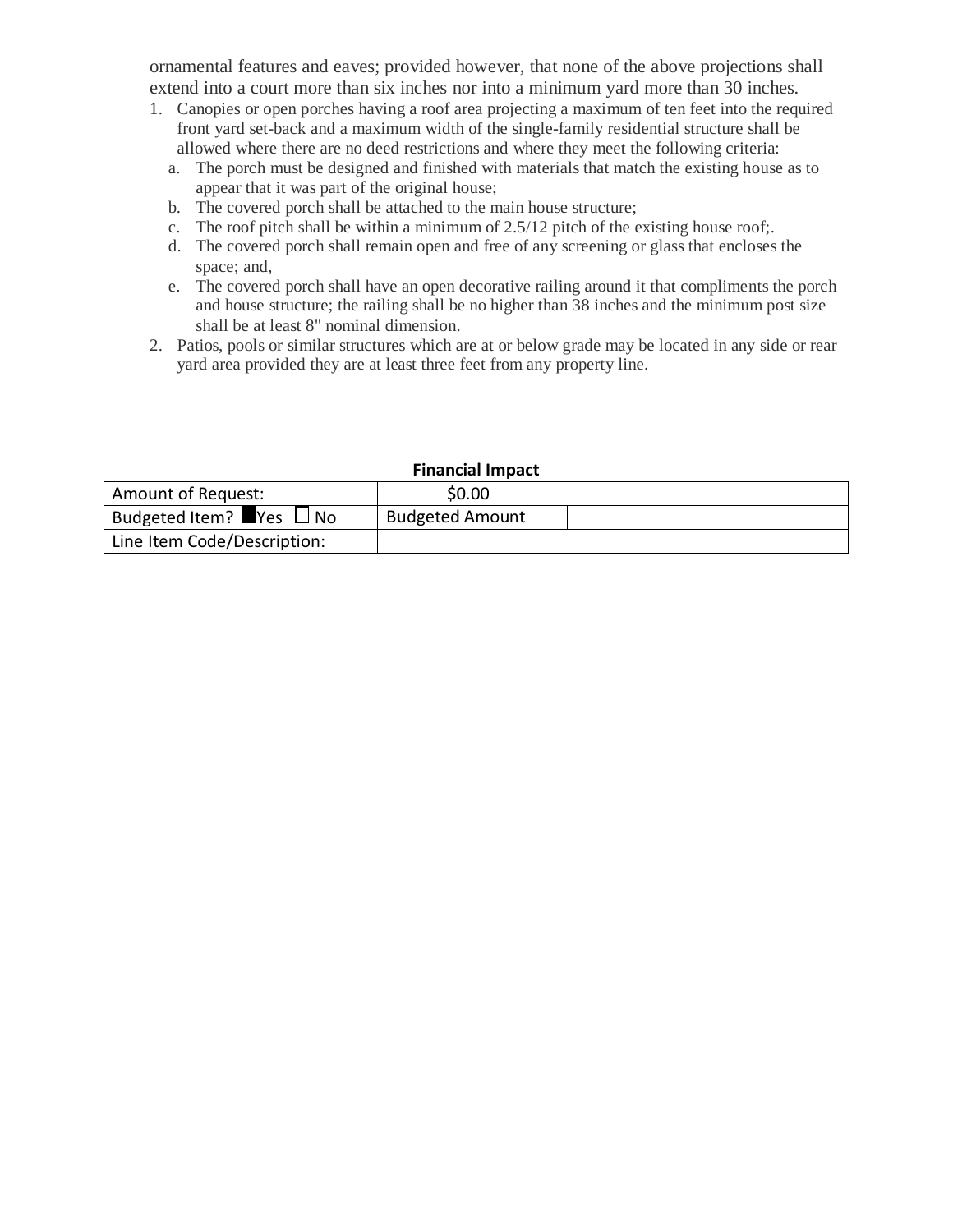ornamental features and eaves; provided however, that none of the above projections shall extend into a court more than six inches nor into a minimum yard more than 30 inches.

1. Canopies or open porches having a roof area projecting a maximum of ten feet into the required front yard set-back and a maximum width of the single-family residential structure shall be allowed where there are no deed restrictions and where they meet the following criteria:
   a. The porch must be designed and finished with materials that match the existing house as to appear that it was part of the original house;
   b. The covered porch shall be attached to the main house structure;
   c. The roof pitch shall be within a minimum of 2.5/12 pitch of the existing house roof;.
   d. The covered porch shall remain open and free of any screening or glass that encloses the space; and,
   e. The covered porch shall have an open decorative railing around it that compliments the porch and house structure; the railing shall be no higher than 38 inches and the minimum post size shall be at least 8" nominal dimension.
2. Patios, pools or similar structures which are at or below grade may be located in any side or rear yard area provided they are at least three feet from any property line.

**Financial Impact**

| Amount of Request: | $0.00 | |
|---|---|---|
| Budgeted Item? ■ Yes ☐ No | Budgeted Amount | |
| Line Item Code/Description: | | |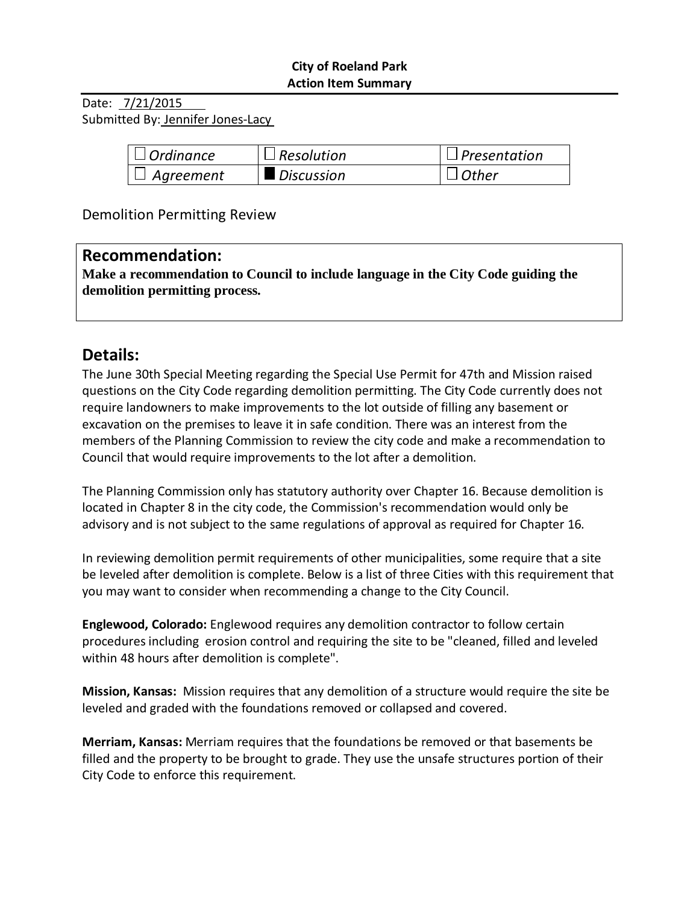**City of Roeland Park**
**Action Item Summary**

Date: 7/21/2015
Submitted By: Jennifer Jones-Lacy

| | | |
|---|---|---|
| ☐ *Ordinance* | ☐ *Resolution* | ☐ *Presentation* |
| ☐ *Agreement* | ■ *Discussion* | ☐ *Other* |

Demolition Permitting Review

## Recommendation:

**Make a recommendation to Council to include language in the City Code guiding the demolition permitting process.**

## Details:

The June 30th Special Meeting regarding the Special Use Permit for 47th and Mission raised questions on the City Code regarding demolition permitting. The City Code currently does not require landowners to make improvements to the lot outside of filling any basement or excavation on the premises to leave it in safe condition. There was an interest from the members of the Planning Commission to review the city code and make a recommendation to Council that would require improvements to the lot after a demolition.

The Planning Commission only has statutory authority over Chapter 16. Because demolition is located in Chapter 8 in the city code, the Commission's recommendation would only be advisory and is not subject to the same regulations of approval as required for Chapter 16.

In reviewing demolition permit requirements of other municipalities, some require that a site be leveled after demolition is complete. Below is a list of three Cities with this requirement that you may want to consider when recommending a change to the City Council.

**Englewood, Colorado:** Englewood requires any demolition contractor to follow certain procedures including erosion control and requiring the site to be "cleaned, filled and leveled within 48 hours after demolition is complete".

**Mission, Kansas:** Mission requires that any demolition of a structure would require the site be leveled and graded with the foundations removed or collapsed and covered.

**Merriam, Kansas:** Merriam requires that the foundations be removed or that basements be filled and the property to be brought to grade. They use the unsafe structures portion of their City Code to enforce this requirement.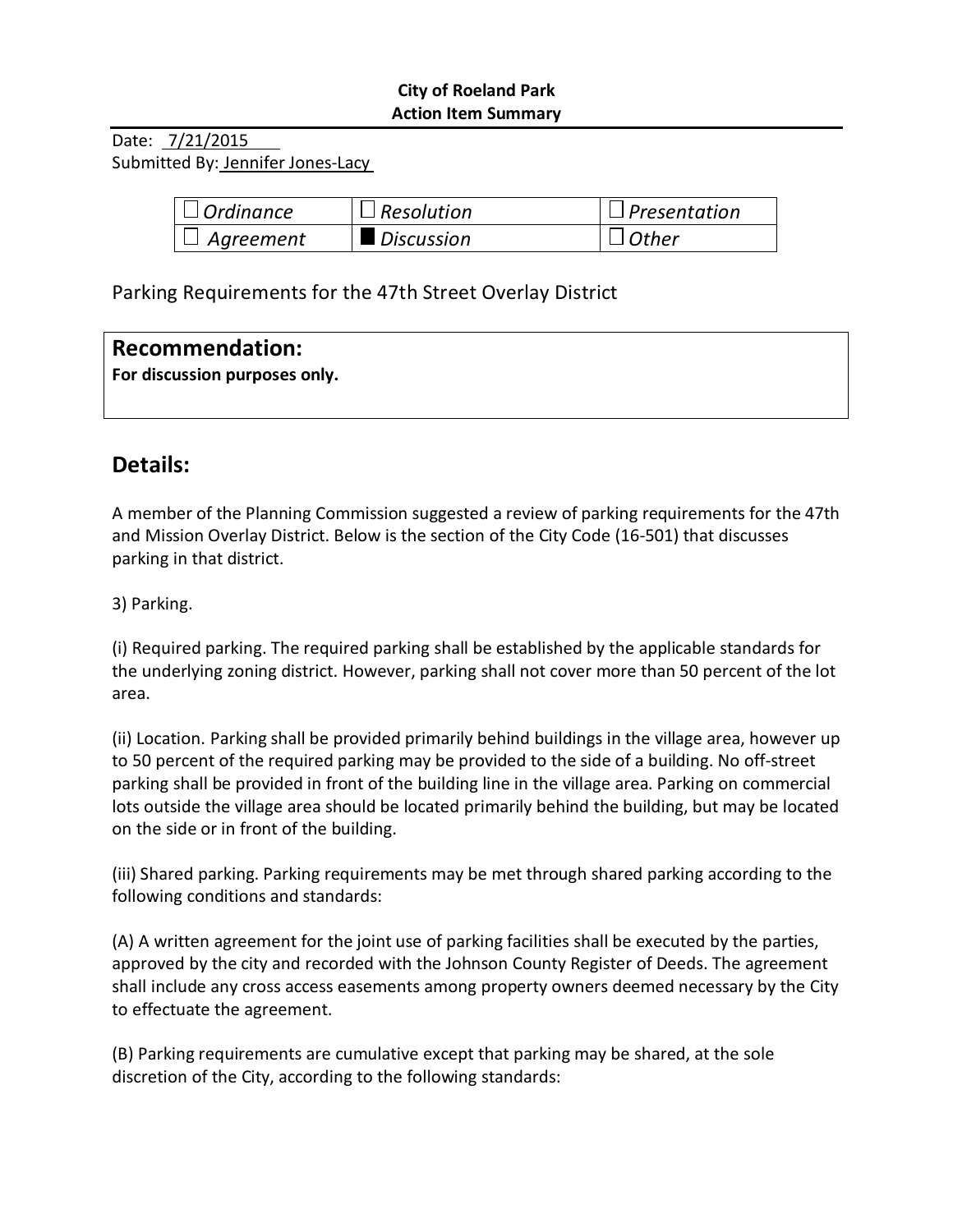**City of Roeland Park**
**Action Item Summary**

Date: 7/21/2015
Submitted By: Jennifer Jones-Lacy

| ☐ *Ordinance* | ☐ *Resolution* | ☐ *Presentation* |
|---|---|---|
| ☐ *Agreement* | ■ *Discussion* | ☐ *Other* |

Parking Requirements for the 47th Street Overlay District

## Recommendation:

**For discussion purposes only.**

## Details:

A member of the Planning Commission suggested a review of parking requirements for the 47th and Mission Overlay District. Below is the section of the City Code (16-501) that discusses parking in that district.

3) Parking.

(i) Required parking. The required parking shall be established by the applicable standards for the underlying zoning district. However, parking shall not cover more than 50 percent of the lot area.

(ii) Location. Parking shall be provided primarily behind buildings in the village area, however up to 50 percent of the required parking may be provided to the side of a building. No off-street parking shall be provided in front of the building line in the village area. Parking on commercial lots outside the village area should be located primarily behind the building, but may be located on the side or in front of the building.

(iii) Shared parking. Parking requirements may be met through shared parking according to the following conditions and standards:

(A) A written agreement for the joint use of parking facilities shall be executed by the parties, approved by the city and recorded with the Johnson County Register of Deeds. The agreement shall include any cross access easements among property owners deemed necessary by the City to effectuate the agreement.

(B) Parking requirements are cumulative except that parking may be shared, at the sole discretion of the City, according to the following standards: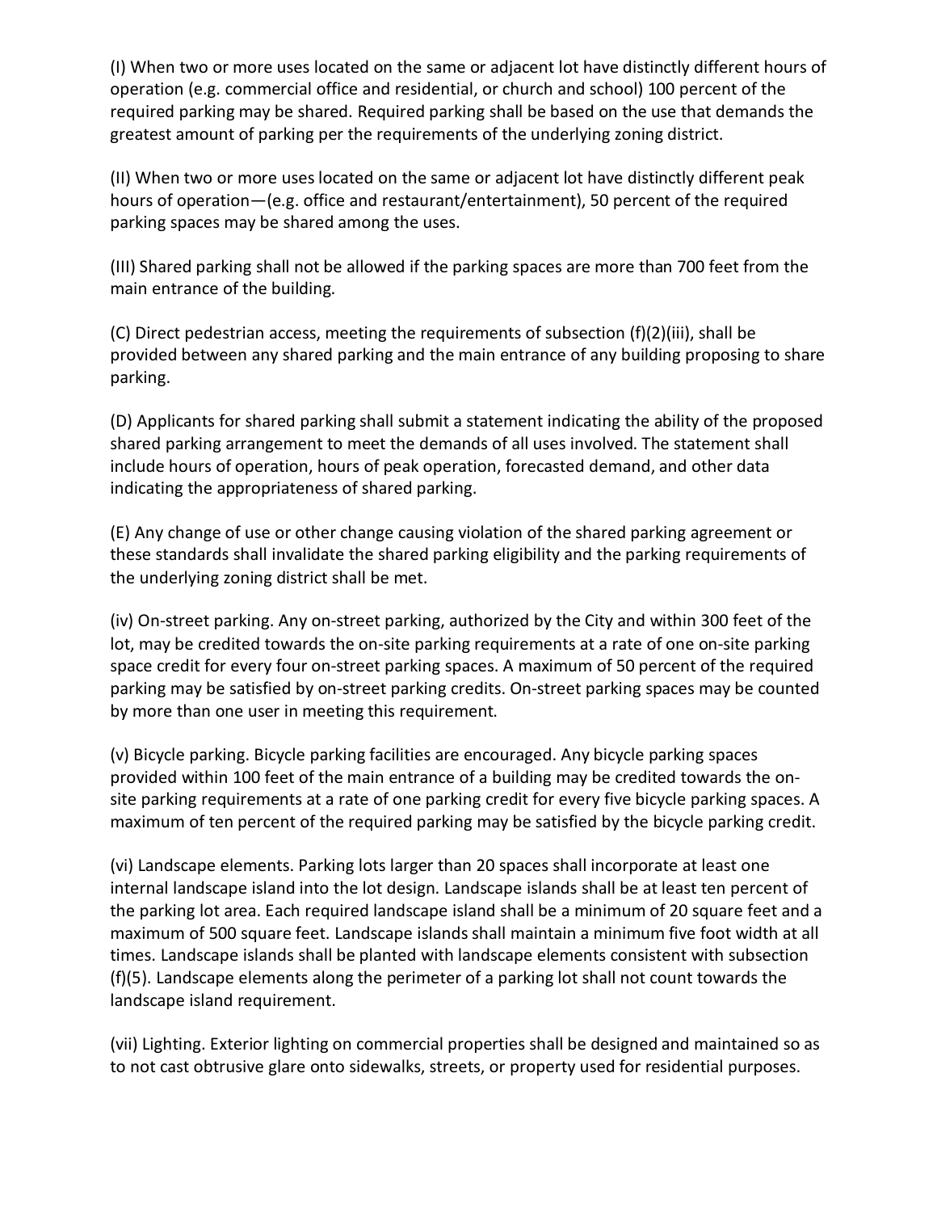(I) When two or more uses located on the same or adjacent lot have distinctly different hours of operation (e.g. commercial office and residential, or church and school) 100 percent of the required parking may be shared. Required parking shall be based on the use that demands the greatest amount of parking per the requirements of the underlying zoning district.

(II) When two or more uses located on the same or adjacent lot have distinctly different peak hours of operation—(e.g. office and restaurant/entertainment), 50 percent of the required parking spaces may be shared among the uses.

(III) Shared parking shall not be allowed if the parking spaces are more than 700 feet from the main entrance of the building.

(C) Direct pedestrian access, meeting the requirements of subsection (f)(2)(iii), shall be provided between any shared parking and the main entrance of any building proposing to share parking.

(D) Applicants for shared parking shall submit a statement indicating the ability of the proposed shared parking arrangement to meet the demands of all uses involved. The statement shall include hours of operation, hours of peak operation, forecasted demand, and other data indicating the appropriateness of shared parking.

(E) Any change of use or other change causing violation of the shared parking agreement or these standards shall invalidate the shared parking eligibility and the parking requirements of the underlying zoning district shall be met.

(iv) On-street parking. Any on-street parking, authorized by the City and within 300 feet of the lot, may be credited towards the on-site parking requirements at a rate of one on-site parking space credit for every four on-street parking spaces. A maximum of 50 percent of the required parking may be satisfied by on-street parking credits. On-street parking spaces may be counted by more than one user in meeting this requirement.

(v) Bicycle parking. Bicycle parking facilities are encouraged. Any bicycle parking spaces provided within 100 feet of the main entrance of a building may be credited towards the on-site parking requirements at a rate of one parking credit for every five bicycle parking spaces. A maximum of ten percent of the required parking may be satisfied by the bicycle parking credit.

(vi) Landscape elements. Parking lots larger than 20 spaces shall incorporate at least one internal landscape island into the lot design. Landscape islands shall be at least ten percent of the parking lot area. Each required landscape island shall be a minimum of 20 square feet and a maximum of 500 square feet. Landscape islands shall maintain a minimum five foot width at all times. Landscape islands shall be planted with landscape elements consistent with subsection (f)(5). Landscape elements along the perimeter of a parking lot shall not count towards the landscape island requirement.

(vii) Lighting. Exterior lighting on commercial properties shall be designed and maintained so as to not cast obtrusive glare onto sidewalks, streets, or property used for residential purposes.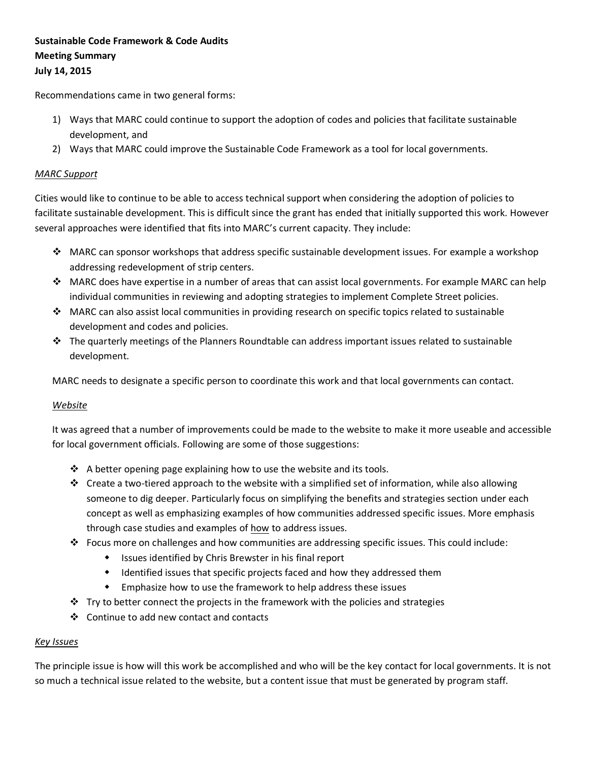**Sustainable Code Framework & Code Audits**
**Meeting Summary**
**July 14, 2015**

Recommendations came in two general forms:

1) Ways that MARC could continue to support the adoption of codes and policies that facilitate sustainable development, and
2) Ways that MARC could improve the Sustainable Code Framework as a tool for local governments.

*MARC Support*

Cities would like to continue to be able to access technical support when considering the adoption of policies to facilitate sustainable development. This is difficult since the grant has ended that initially supported this work. However several approaches were identified that fits into MARC's current capacity. They include:

- MARC can sponsor workshops that address specific sustainable development issues. For example a workshop addressing redevelopment of strip centers.
- MARC does have expertise in a number of areas that can assist local governments. For example MARC can help individual communities in reviewing and adopting strategies to implement Complete Street policies.
- MARC can also assist local communities in providing research on specific topics related to sustainable development and codes and policies.
- The quarterly meetings of the Planners Roundtable can address important issues related to sustainable development.

MARC needs to designate a specific person to coordinate this work and that local governments can contact.

*Website*

It was agreed that a number of improvements could be made to the website to make it more useable and accessible for local government officials. Following are some of those suggestions:

- A better opening page explaining how to use the website and its tools.
- Create a two-tiered approach to the website with a simplified set of information, while also allowing someone to dig deeper. Particularly focus on simplifying the benefits and strategies section under each concept as well as emphasizing examples of how communities addressed specific issues. More emphasis through case studies and examples of how to address issues.
- Focus more on challenges and how communities are addressing specific issues. This could include:
    - Issues identified by Chris Brewster in his final report
    - Identified issues that specific projects faced and how they addressed them
    - Emphasize how to use the framework to help address these issues
- Try to better connect the projects in the framework with the policies and strategies
- Continue to add new contact and contacts

*Key Issues*

The principle issue is how will this work be accomplished and who will be the key contact for local governments. It is not so much a technical issue related to the website, but a content issue that must be generated by program staff.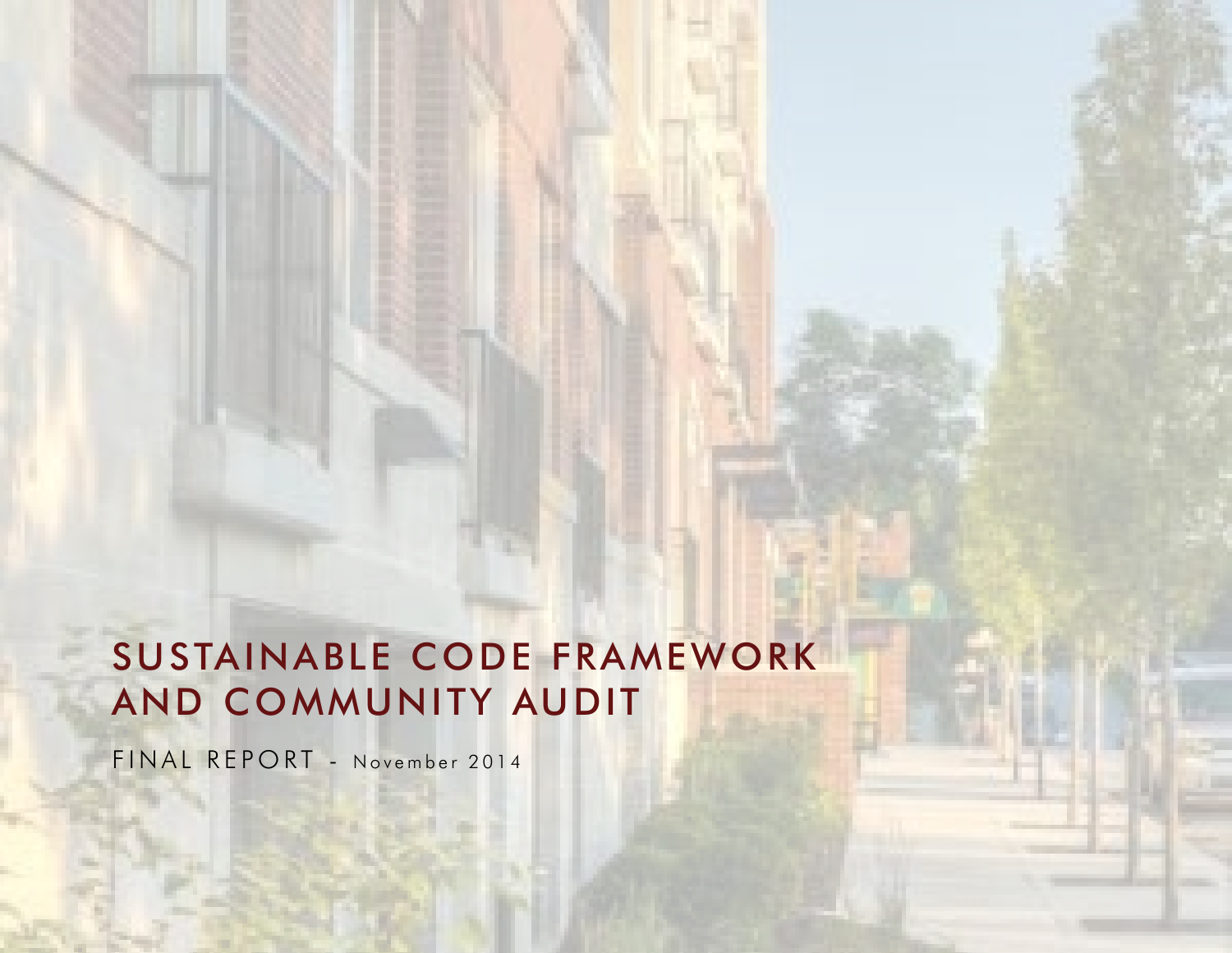# SUSTAINABLE CODE FRAMEWORK AND COMMUNITY AUDIT

FINAL REPORT - November 2014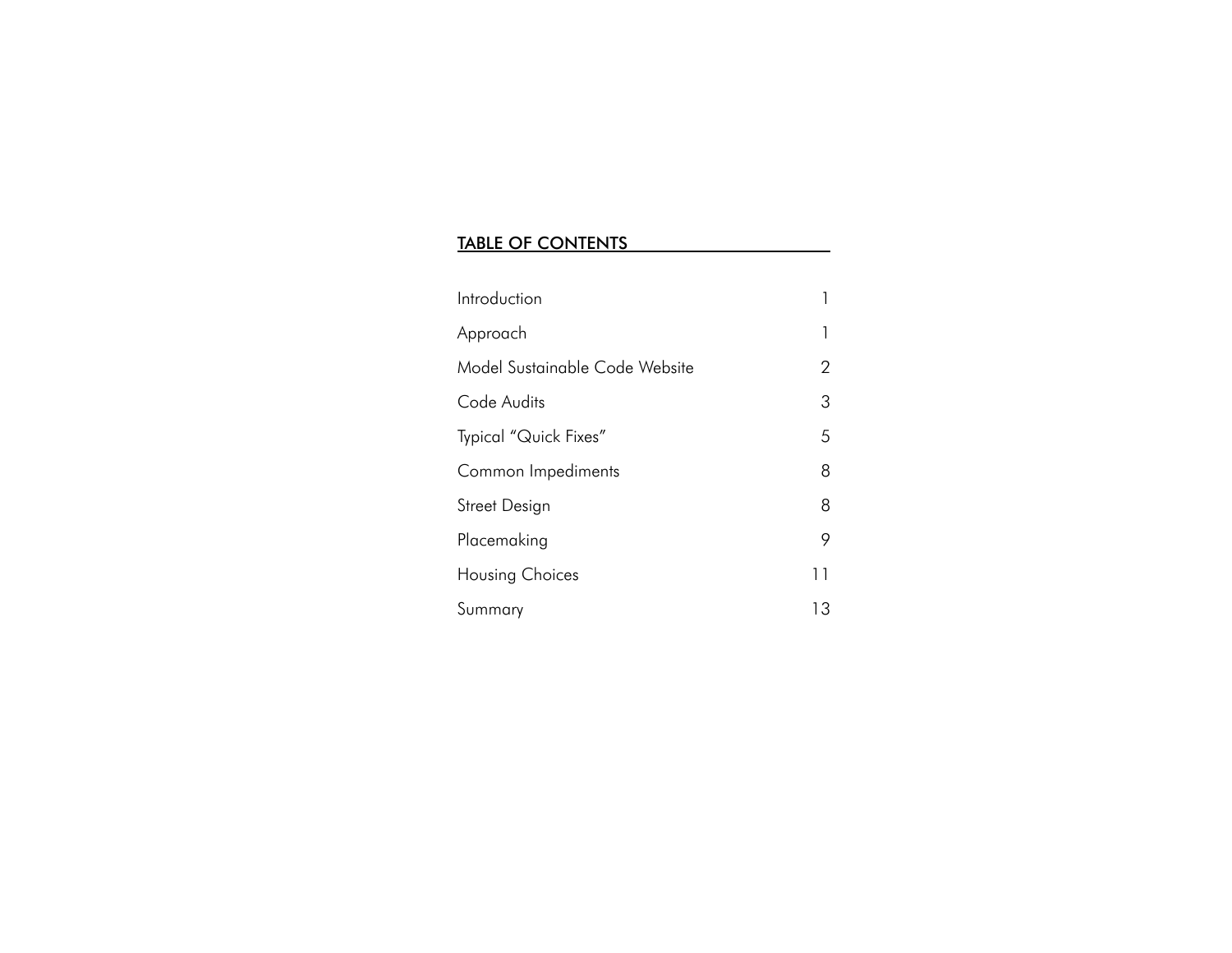## TABLE OF CONTENTS

| | |
|---|---|
| Introduction | 1 |
| Approach | 1 |
| Model Sustainable Code Website | 2 |
| Code Audits | 3 |
| Typical "Quick Fixes" | 5 |
| Common Impediments | 8 |
| Street Design | 8 |
| Placemaking | 9 |
| Housing Choices | 11 |
| Summary | 13 |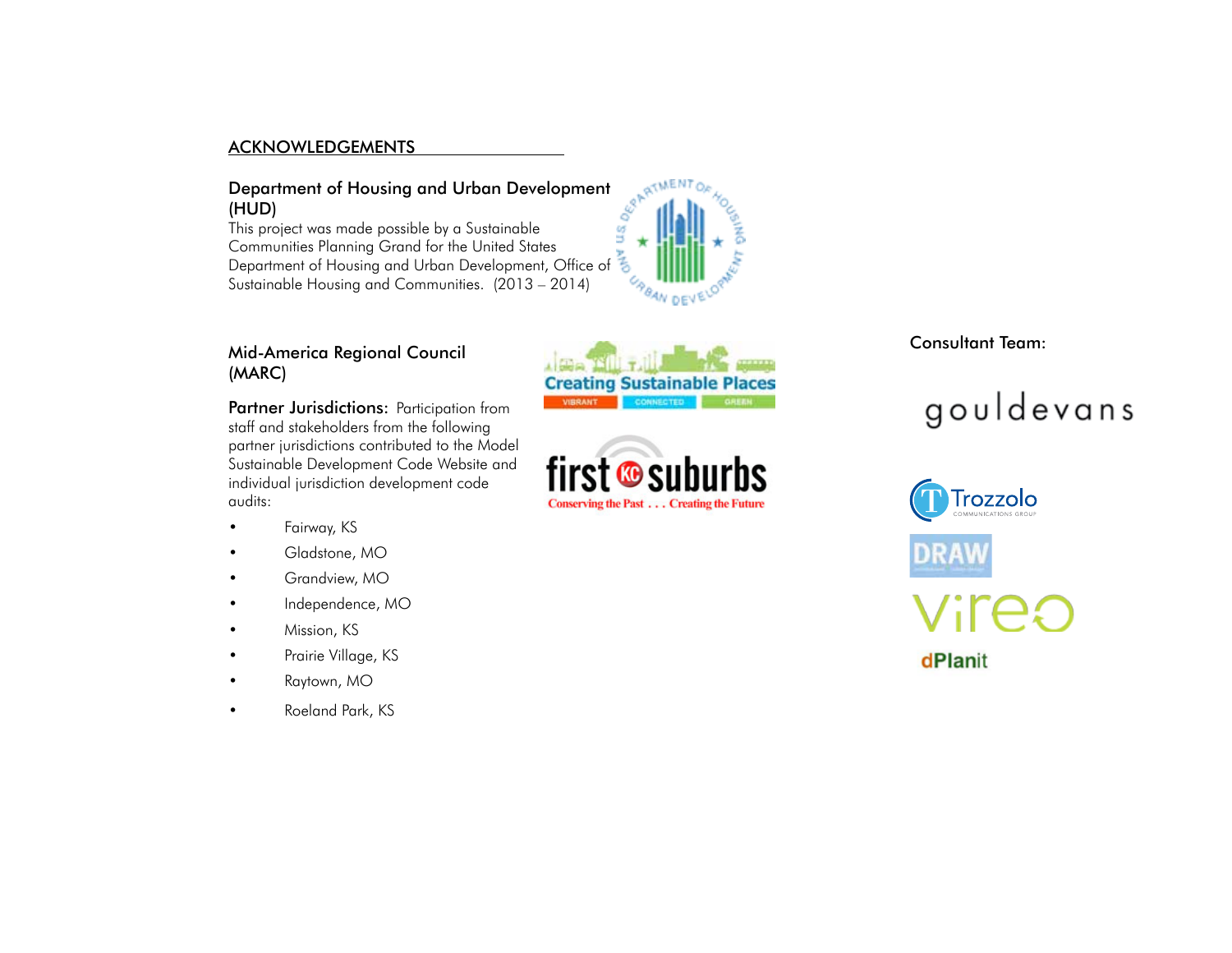## ACKNOWLEDGEMENTS

### Department of Housing and Urban Development (HUD)

This project was made possible by a Sustainable Communities Planning Grand for the United States Department of Housing and Urban Development, Office of Sustainable Housing and Communities. (2013 – 2014)

### Mid-America Regional Council (MARC)

**Partner Jurisdictions:** Participation from staff and stakeholders from the following partner jurisdictions contributed to the Model Sustainable Development Code Website and individual jurisdiction development code audits:

- Fairway, KS
- Gladstone, MO
- Grandview, MO
- Independence, MO
- Mission, KS
- Prairie Village, KS
- Raytown, MO
- Roeland Park, KS

Creating Sustainable Places
VIBRANT CONNECTED GREEN

first KC suburbs
Conserving the Past . . . Creating the Future

### Consultant Team:

gouldevans

Trozzolo
COMMUNICATIONS GROUP

DRAW

vireo

dPlanit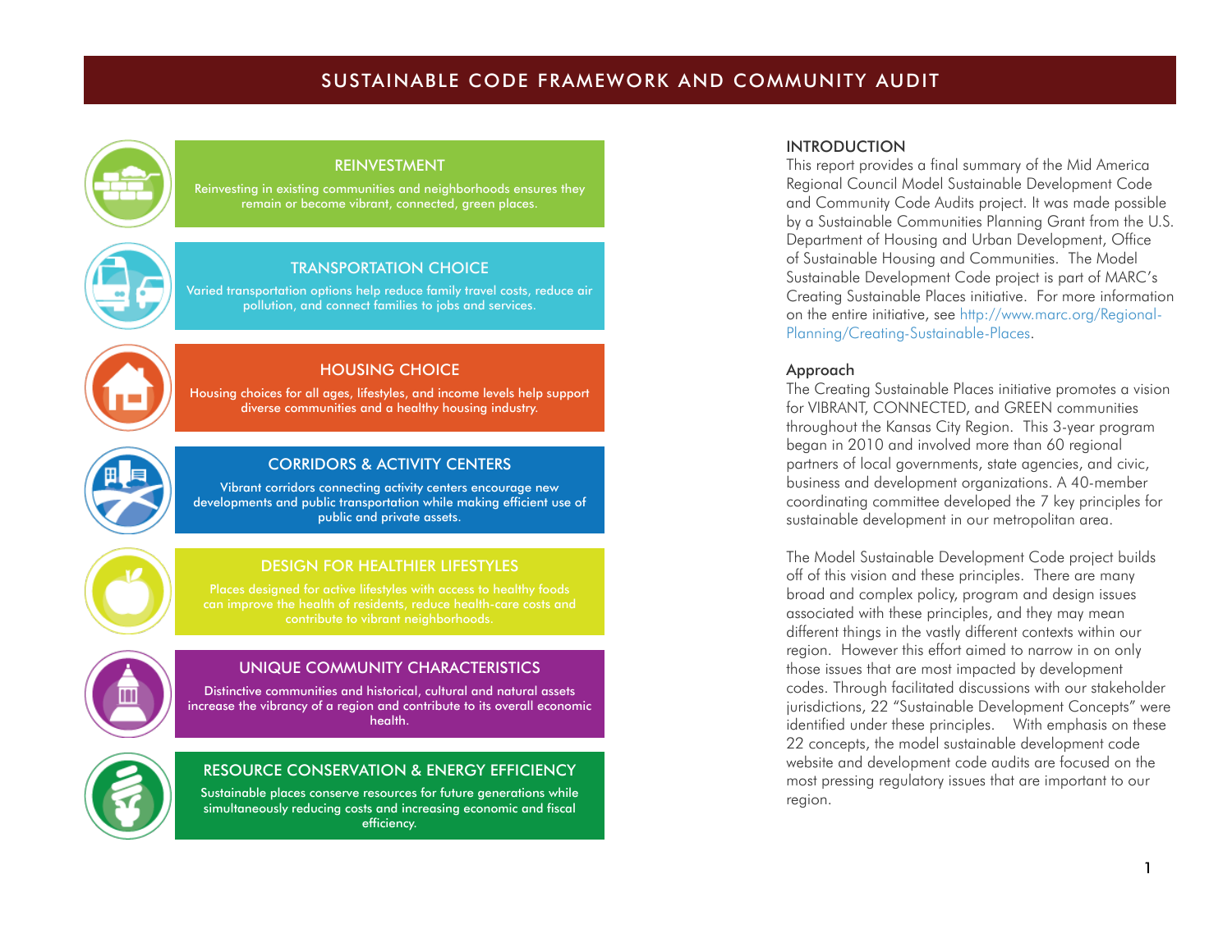# SUSTAINABLE CODE FRAMEWORK AND COMMUNITY AUDIT

### REINVESTMENT

Reinvesting in existing communities and neighborhoods ensures they remain or become vibrant, connected, green places.

### TRANSPORTATION CHOICE

Varied transportation options help reduce family travel costs, reduce air pollution, and connect families to jobs and services.

### HOUSING CHOICE

Housing choices for all ages, lifestyles, and income levels help support diverse communities and a healthy housing industry.

### CORRIDORS & ACTIVITY CENTERS

Vibrant corridors connecting activity centers encourage new developments and public transportation while making efficient use of public and private assets.

### DESIGN FOR HEALTHIER LIFESTYLES

Places designed for active lifestyles with access to healthy foods can improve the health of residents, reduce health-care costs and contribute to vibrant neighborhoods.

### UNIQUE COMMUNITY CHARACTERISTICS

Distinctive communities and historical, cultural and natural assets increase the vibrancy of a region and contribute to its overall economic health.

### RESOURCE CONSERVATION & ENERGY EFFICIENCY

Sustainable places conserve resources for future generations while simultaneously reducing costs and increasing economic and fiscal efficiency.

## INTRODUCTION

This report provides a final summary of the Mid America Regional Council Model Sustainable Development Code and Community Code Audits project. It was made possible by a Sustainable Communities Planning Grant from the U.S. Department of Housing and Urban Development, Office of Sustainable Housing and Communities. The Model Sustainable Development Code project is part of MARC's Creating Sustainable Places initiative. For more information on the entire initiative, see http://www.marc.org/Regional-Planning/Creating-Sustainable-Places.

### Approach

The Creating Sustainable Places initiative promotes a vision for VIBRANT, CONNECTED, and GREEN communities throughout the Kansas City Region. This 3-year program began in 2010 and involved more than 60 regional partners of local governments, state agencies, and civic, business and development organizations. A 40-member coordinating committee developed the 7 key principles for sustainable development in our metropolitan area.

The Model Sustainable Development Code project builds off of this vision and these principles. There are many broad and complex policy, program and design issues associated with these principles, and they may mean different things in the vastly different contexts within our region. However this effort aimed to narrow in on only those issues that are most impacted by development codes. Through facilitated discussions with our stakeholder jurisdictions, 22 "Sustainable Development Concepts" were identified under these principles. With emphasis on these 22 concepts, the model sustainable development code website and development code audits are focused on the most pressing regulatory issues that are important to our region.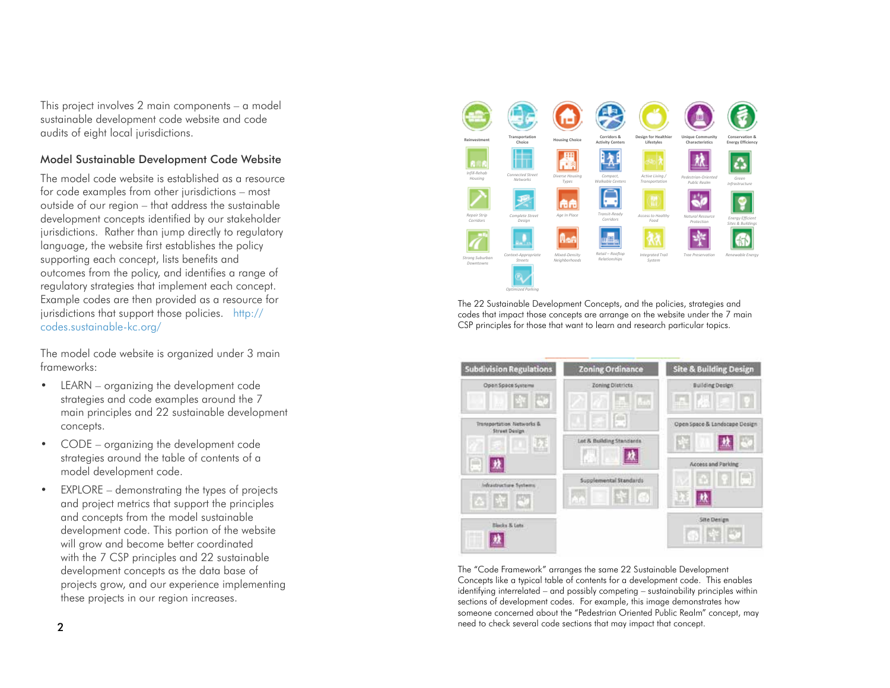This project involves 2 main components – a model sustainable development code website and code audits of eight local jurisdictions.

## Model Sustainable Development Code Website

The model code website is established as a resource for code examples from other jurisdictions – most outside of our region – that address the sustainable development concepts identified by our stakeholder jurisdictions. Rather than jump directly to regulatory language, the website first establishes the policy supporting each concept, lists benefits and outcomes from the policy, and identifies a range of regulatory strategies that implement each concept. Example codes are then provided as a resource for jurisdictions that support those policies. http://codes.sustainable-kc.org/

The model code website is organized under 3 main frameworks:

- LEARN – organizing the development code strategies and code examples around the 7 main principles and 22 sustainable development concepts.
- CODE – organizing the development code strategies around the table of contents of a model development code.
- EXPLORE – demonstrating the types of projects and project metrics that support the principles and concepts from the model sustainable development code. This portion of the website will grow and become better coordinated with the 7 CSP principles and 22 sustainable development concepts as the data base of projects grow, and our experience implementing these projects in our region increases.

The 22 Sustainable Development Concepts, and the policies, strategies and codes that impact those concepts are arrange on the website under the 7 main CSP principles for those that want to learn and research particular topics.

The "Code Framework" arranges the same 22 Sustainable Development Concepts like a typical table of contents for a development code. This enables identifying interrelated – and possibly competing – sustainability principles within sections of development codes. For example, this image demonstrates how someone concerned about the "Pedestrian Oriented Public Realm" concept, may need to check several code sections that may impact that concept.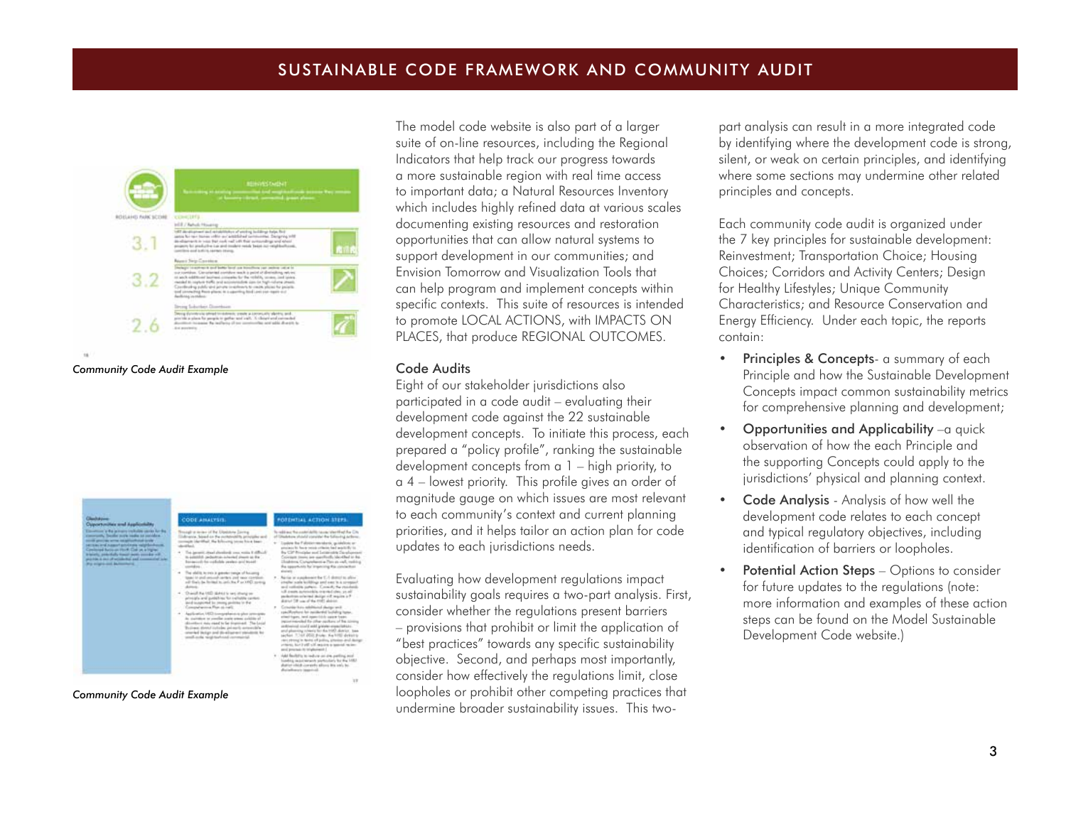# SUSTAINABLE CODE FRAMEWORK AND COMMUNITY AUDIT

*Community Code Audit Example*

*Community Code Audit Example*

The model code website is also part of a larger suite of on-line resources, including the Regional Indicators that help track our progress towards a more sustainable region with real time access to important data; a Natural Resources Inventory which includes highly refined data at various scales documenting existing resources and restoration opportunities that can allow natural systems to support development in our communities; and Envision Tomorrow and Visualization Tools that can help program and implement concepts within specific contexts. This suite of resources is intended to promote LOCAL ACTIONS, with IMPACTS ON PLACES, that produce REGIONAL OUTCOMES.

## Code Audits

Eight of our stakeholder jurisdictions also participated in a code audit – evaluating their development code against the 22 sustainable development concepts. To initiate this process, each prepared a "policy profile", ranking the sustainable development concepts from a 1 – high priority, to a 4 – lowest priority. This profile gives an order of magnitude gauge on which issues are most relevant to each community's context and current planning priorities, and it helps tailor an action plan for code updates to each jurisdictions needs.

Evaluating how development regulations impact sustainability goals requires a two-part analysis. First, consider whether the regulations present barriers – provisions that prohibit or limit the application of "best practices" towards any specific sustainability objective. Second, and perhaps most importantly, consider how effectively the regulations limit, close loopholes or prohibit other competing practices that undermine broader sustainability issues. This two-part analysis can result in a more integrated code by identifying where the development code is strong, silent, or weak on certain principles, and identifying where some sections may undermine other related principles and concepts.

Each community code audit is organized under the 7 key principles for sustainable development: Reinvestment; Transportation Choice; Housing Choices; Corridors and Activity Centers; Design for Healthy Lifestyles; Unique Community Characteristics; and Resource Conservation and Energy Efficiency. Under each topic, the reports contain:

- Principles & Concepts- a summary of each Principle and how the Sustainable Development Concepts impact common sustainability metrics for comprehensive planning and development;
- Opportunities and Applicability –a quick observation of how the each Principle and the supporting Concepts could apply to the jurisdictions' physical and planning context.
- Code Analysis - Analysis of how well the development code relates to each concept and typical regulatory objectives, including identification of barriers or loopholes.
- Potential Action Steps – Options to consider for future updates to the regulations (note: more information and examples of these action steps can be found on the Model Sustainable Development Code website.)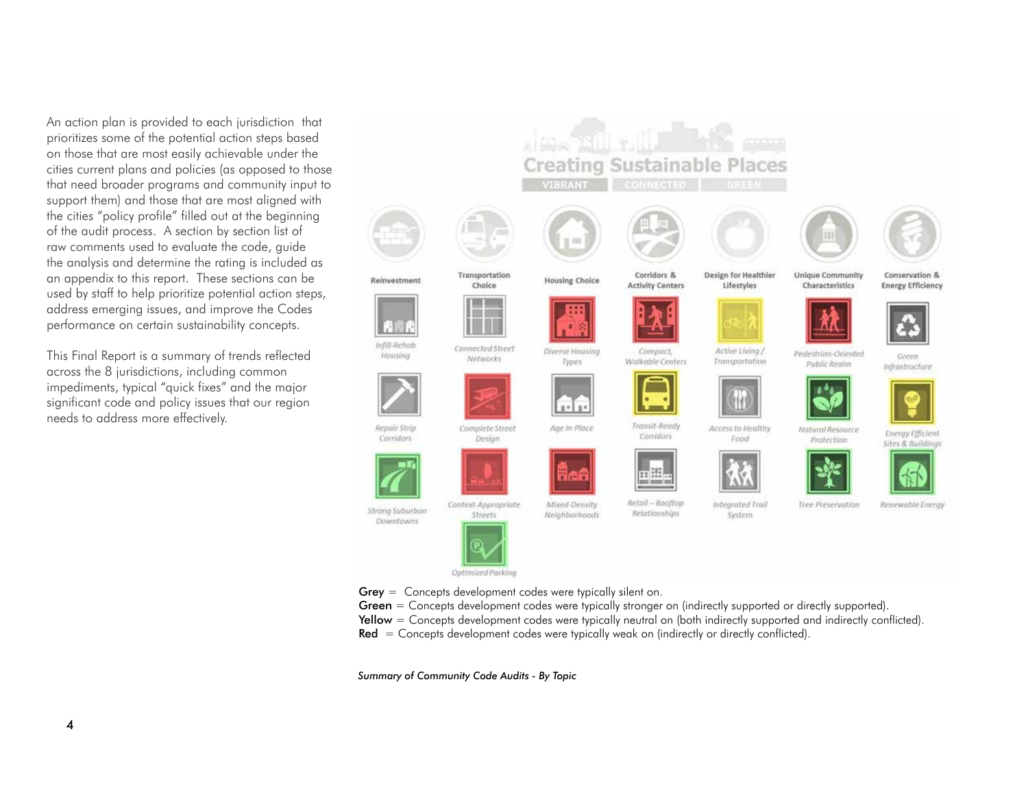An action plan is provided to each jurisdiction that prioritizes some of the potential action steps based on those that are most easily achievable under the cities current plans and policies (as opposed to those that need broader programs and community input to support them) and those that are most aligned with the cities "policy profile" filled out at the beginning of the audit process. A section by section list of raw comments used to evaluate the code, guide the analysis and determine the rating is included as an appendix to this report. These sections can be used by staff to help prioritize potential action steps, address emerging issues, and improve the Codes performance on certain sustainability concepts.

This Final Report is a summary of trends reflected across the 8 jurisdictions, including common impediments, typical "quick fixes" and the major significant code and policy issues that our region needs to address more effectively.

**Creating Sustainable Places**

VIBRANT | CONNECTED | GREEN

| Reinvestment | Transportation Choice | Housing Choice | Corridors & Activity Centers | Design for Healthier Lifestyles | Unique Community Characteristics | Conservation & Energy Efficiency |
|---|---|---|---|---|---|---|
| Infill-Rehab Housing | Connected Street Networks | Diverse Housing Types | Compact, Walkable Centers | Active Living / Transportation | Pedestrian-Oriented Public Realm | Green Infrastructure |
| Repair Strip Corridors | Complete Street Design | Age In Place | Transit-Ready Corridors | Access to Healthy Food | Natural Resource Protection | Energy Efficient Sites & Buildings |
| Strong Suburban Downtowns | Context-Appropriate Streets | Mixed-Density Neighborhoods | Retail – Rooftop Relationships | Integrated Trail System | Tree Preservation | Renewable Energy |
| | Optimized Parking | | | | | |

**Grey** = Concepts development codes were typically silent on.
**Green** = Concepts development codes were typically stronger on (indirectly supported or directly supported).
**Yellow** = Concepts development codes were typically neutral on (both indirectly supported and indirectly conflicted).
**Red** = Concepts development codes were typically weak on (indirectly or directly conflicted).

*Summary of Community Code Audits - By Topic*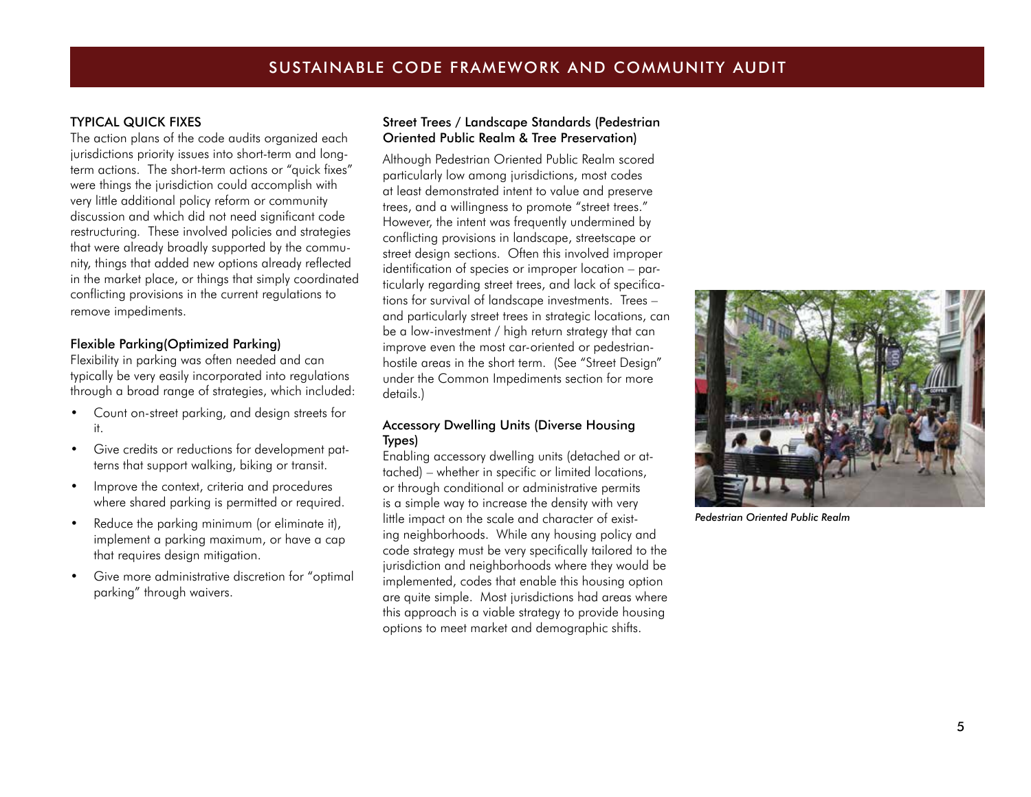## TYPICAL QUICK FIXES

The action plans of the code audits organized each jurisdictions priority issues into short-term and long-term actions. The short-term actions or "quick fixes" were things the jurisdiction could accomplish with very little additional policy reform or community discussion and which did not need significant code restructuring. These involved policies and strategies that were already broadly supported by the community, things that added new options already reflected in the market place, or things that simply coordinated conflicting provisions in the current regulations to remove impediments.

### Flexible Parking(Optimized Parking)

Flexibility in parking was often needed and can typically be very easily incorporated into regulations through a broad range of strategies, which included:

- Count on-street parking, and design streets for it.
- Give credits or reductions for development patterns that support walking, biking or transit.
- Improve the context, criteria and procedures where shared parking is permitted or required.
- Reduce the parking minimum (or eliminate it), implement a parking maximum, or have a cap that requires design mitigation.
- Give more administrative discretion for "optimal parking" through waivers.

### Street Trees / Landscape Standards (Pedestrian Oriented Public Realm & Tree Preservation)

Although Pedestrian Oriented Public Realm scored particularly low among jurisdictions, most codes at least demonstrated intent to value and preserve trees, and a willingness to promote "street trees." However, the intent was frequently undermined by conflicting provisions in landscape, streetscape or street design sections. Often this involved improper identification of species or improper location – particularly regarding street trees, and lack of specifications for survival of landscape investments. Trees – and particularly street trees in strategic locations, can be a low-investment / high return strategy that can improve even the most car-oriented or pedestrian-hostile areas in the short term. (See "Street Design" under the Common Impediments section for more details.)

### Accessory Dwelling Units (Diverse Housing Types)

Enabling accessory dwelling units (detached or attached) – whether in specific or limited locations, or through conditional or administrative permits is a simple way to increase the density with very little impact on the scale and character of existing neighborhoods. While any housing policy and code strategy must be very specifically tailored to the jurisdiction and neighborhoods where they would be implemented, codes that enable this housing option are quite simple. Most jurisdictions had areas where this approach is a viable strategy to provide housing options to meet market and demographic shifts.

*Pedestrian Oriented Public Realm*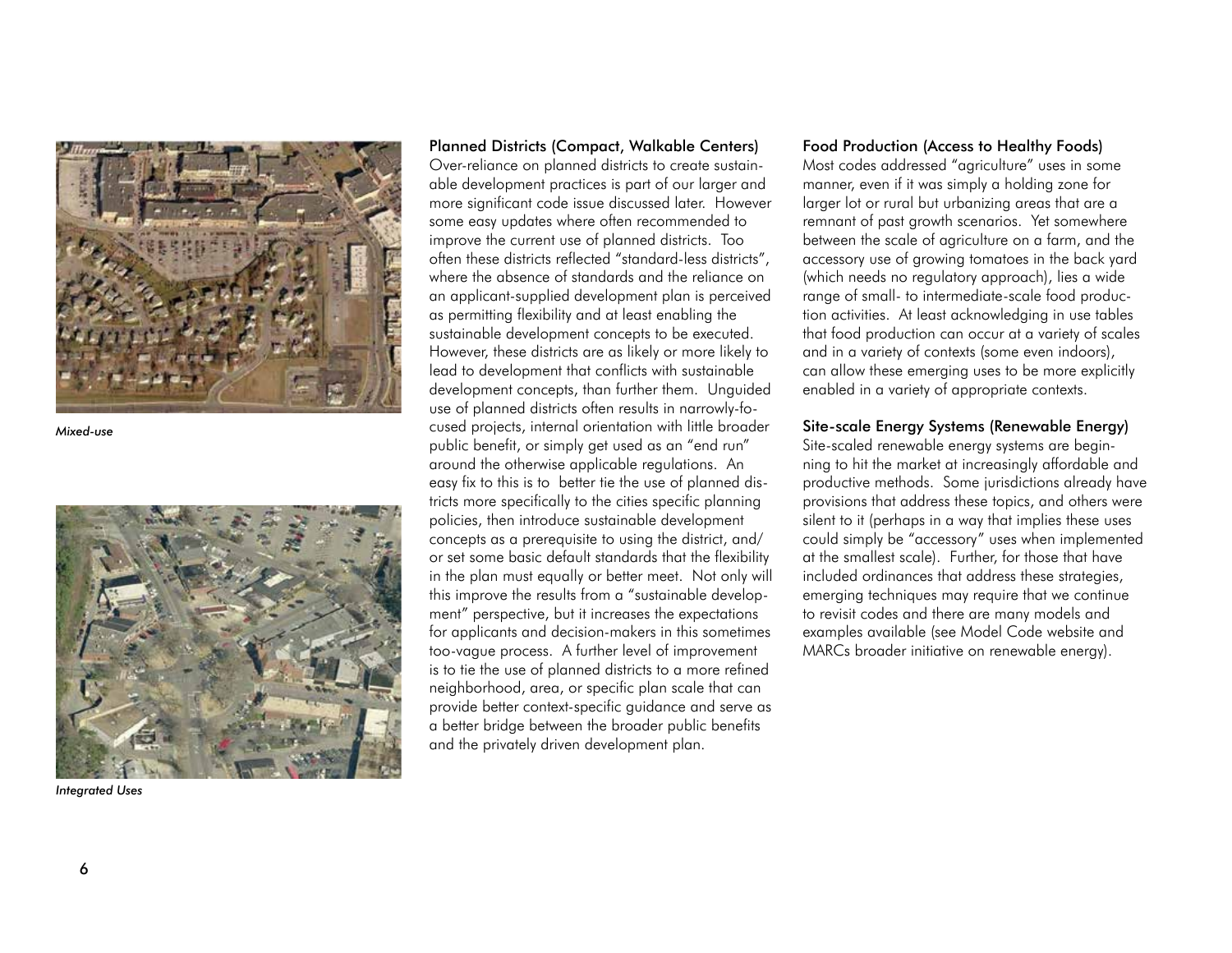*Mixed-use*

*Integrated Uses*

## Planned Districts (Compact, Walkable Centers)

Over-reliance on planned districts to create sustainable development practices is part of our larger and more significant code issue discussed later. However some easy updates where often recommended to improve the current use of planned districts. Too often these districts reflected "standard-less districts", where the absence of standards and the reliance on an applicant-supplied development plan is perceived as permitting flexibility and at least enabling the sustainable development concepts to be executed. However, these districts are as likely or more likely to lead to development that conflicts with sustainable development concepts, than further them. Unguided use of planned districts often results in narrowly-focused projects, internal orientation with little broader public benefit, or simply get used as an "end run" around the otherwise applicable regulations. An easy fix to this is to better tie the use of planned districts more specifically to the cities specific planning policies, then introduce sustainable development concepts as a prerequisite to using the district, and/or set some basic default standards that the flexibility in the plan must equally or better meet. Not only will this improve the results from a "sustainable development" perspective, but it increases the expectations for applicants and decision-makers in this sometimes too-vague process. A further level of improvement is to tie the use of planned districts to a more refined neighborhood, area, or specific plan scale that can provide better context-specific guidance and serve as a better bridge between the broader public benefits and the privately driven development plan.

## Food Production (Access to Healthy Foods)

Most codes addressed "agriculture" uses in some manner, even if it was simply a holding zone for larger lot or rural but urbanizing areas that are a remnant of past growth scenarios. Yet somewhere between the scale of agriculture on a farm, and the accessory use of growing tomatoes in the back yard (which needs no regulatory approach), lies a wide range of small- to intermediate-scale food production activities. At least acknowledging in use tables that food production can occur at a variety of scales and in a variety of contexts (some even indoors), can allow these emerging uses to be more explicitly enabled in a variety of appropriate contexts.

## Site-scale Energy Systems (Renewable Energy)

Site-scaled renewable energy systems are beginning to hit the market at increasingly affordable and productive methods. Some jurisdictions already have provisions that address these topics, and others were silent to it (perhaps in a way that implies these uses could simply be "accessory" uses when implemented at the smallest scale). Further, for those that have included ordinances that address these strategies, emerging techniques may require that we continue to revisit codes and there are many models and examples available (see Model Code website and MARCs broader initiative on renewable energy).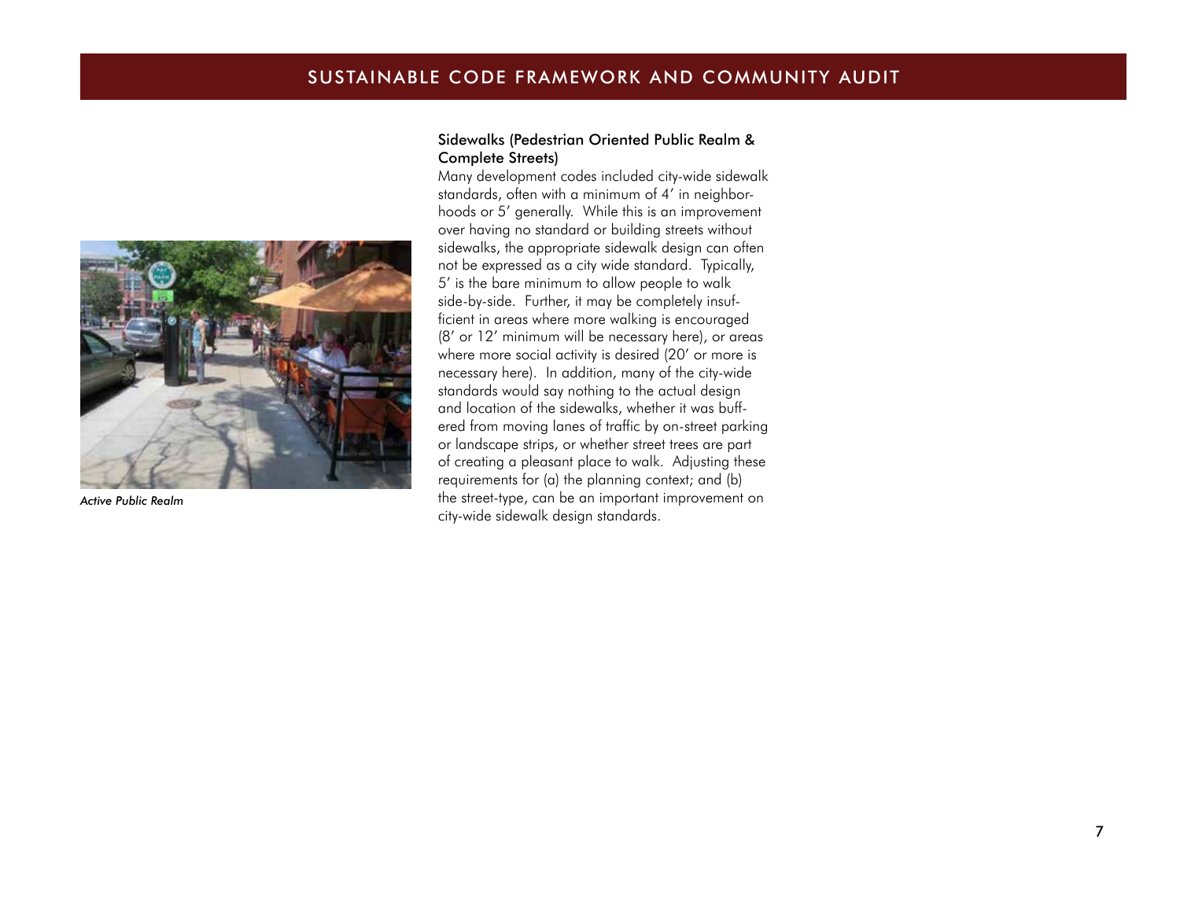Active Public Realm

## Sidewalks (Pedestrian Oriented Public Realm & Complete Streets)

Many development codes included city-wide sidewalk standards, often with a minimum of 4' in neighborhoods or 5' generally. While this is an improvement over having no standard or building streets without sidewalks, the appropriate sidewalk design can often not be expressed as a city wide standard. Typically, 5' is the bare minimum to allow people to walk side-by-side. Further, it may be completely insufficient in areas where more walking is encouraged (8' or 12' minimum will be necessary here), or areas where more social activity is desired (20' or more is necessary here). In addition, many of the city-wide standards would say nothing to the actual design and location of the sidewalks, whether it was buffered from moving lanes of traffic by on-street parking or landscape strips, or whether street trees are part of creating a pleasant place to walk. Adjusting these requirements for (a) the planning context; and (b) the street-type, can be an important improvement on city-wide sidewalk design standards.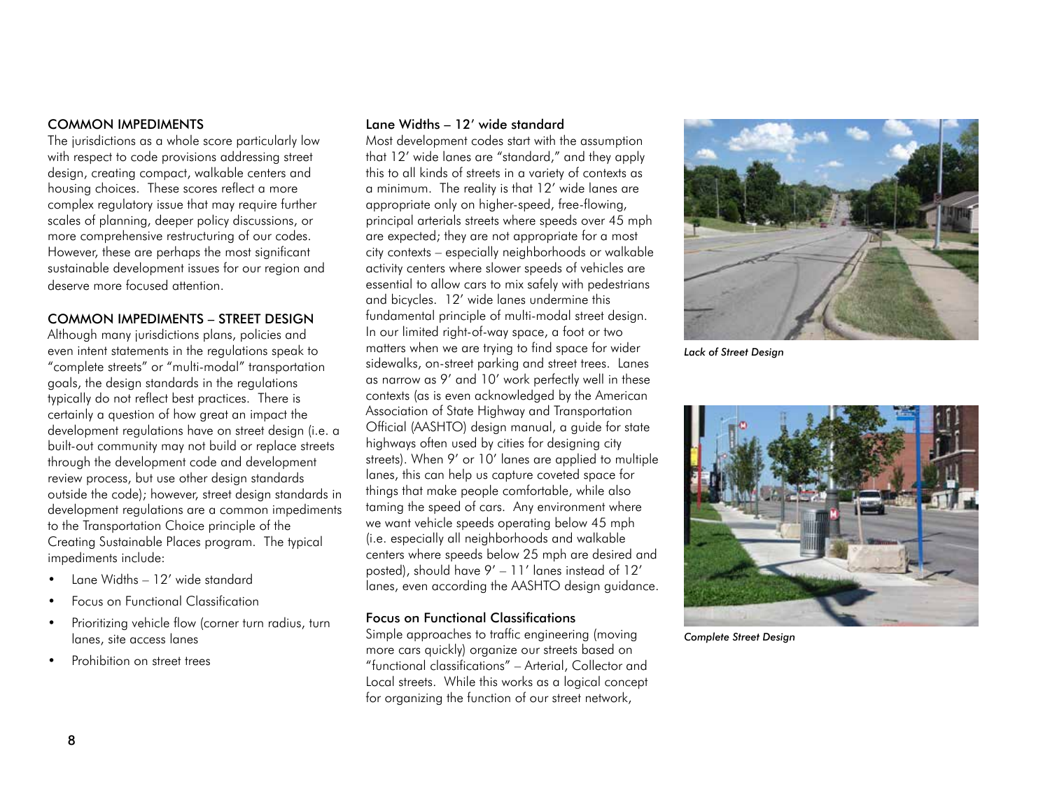## COMMON IMPEDIMENTS

The jurisdictions as a whole score particularly low with respect to code provisions addressing street design, creating compact, walkable centers and housing choices. These scores reflect a more complex regulatory issue that may require further scales of planning, deeper policy discussions, or more comprehensive restructuring of our codes. However, these are perhaps the most significant sustainable development issues for our region and deserve more focused attention.

## COMMON IMPEDIMENTS – STREET DESIGN

Although many jurisdictions plans, policies and even intent statements in the regulations speak to "complete streets" or "multi-modal" transportation goals, the design standards in the regulations typically do not reflect best practices. There is certainly a question of how great an impact the development regulations have on street design (i.e. a built-out community may not build or replace streets through the development code and development review process, but use other design standards outside the code); however, street design standards in development regulations are a common impediments to the Transportation Choice principle of the Creating Sustainable Places program. The typical impediments include:

- Lane Widths – 12' wide standard
- Focus on Functional Classification
- Prioritizing vehicle flow (corner turn radius, turn lanes, site access lanes
- Prohibition on street trees

### Lane Widths – 12' wide standard

Most development codes start with the assumption that 12' wide lanes are "standard," and they apply this to all kinds of streets in a variety of contexts as a minimum. The reality is that 12' wide lanes are appropriate only on higher-speed, free-flowing, principal arterials streets where speeds over 45 mph are expected; they are not appropriate for a most city contexts – especially neighborhoods or walkable activity centers where slower speeds of vehicles are essential to allow cars to mix safely with pedestrians and bicycles. 12' wide lanes undermine this fundamental principle of multi-modal street design. In our limited right-of-way space, a foot or two matters when we are trying to find space for wider sidewalks, on-street parking and street trees. Lanes as narrow as 9' and 10' work perfectly well in these contexts (as is even acknowledged by the American Association of State Highway and Transportation Official (AASHTO) design manual, a guide for state highways often used by cities for designing city streets). When 9' or 10' lanes are applied to multiple lanes, this can help us capture coveted space for things that make people comfortable, while also taming the speed of cars. Any environment where we want vehicle speeds operating below 45 mph (i.e. especially all neighborhoods and walkable centers where speeds below 25 mph are desired and posted), should have 9' – 11' lanes instead of 12' lanes, even according the AASHTO design guidance.

### Focus on Functional Classifications

Simple approaches to traffic engineering (moving more cars quickly) organize our streets based on "functional classifications" – Arterial, Collector and Local streets. While this works as a logical concept for organizing the function of our street network,

*Lack of Street Design*

*Complete Street Design*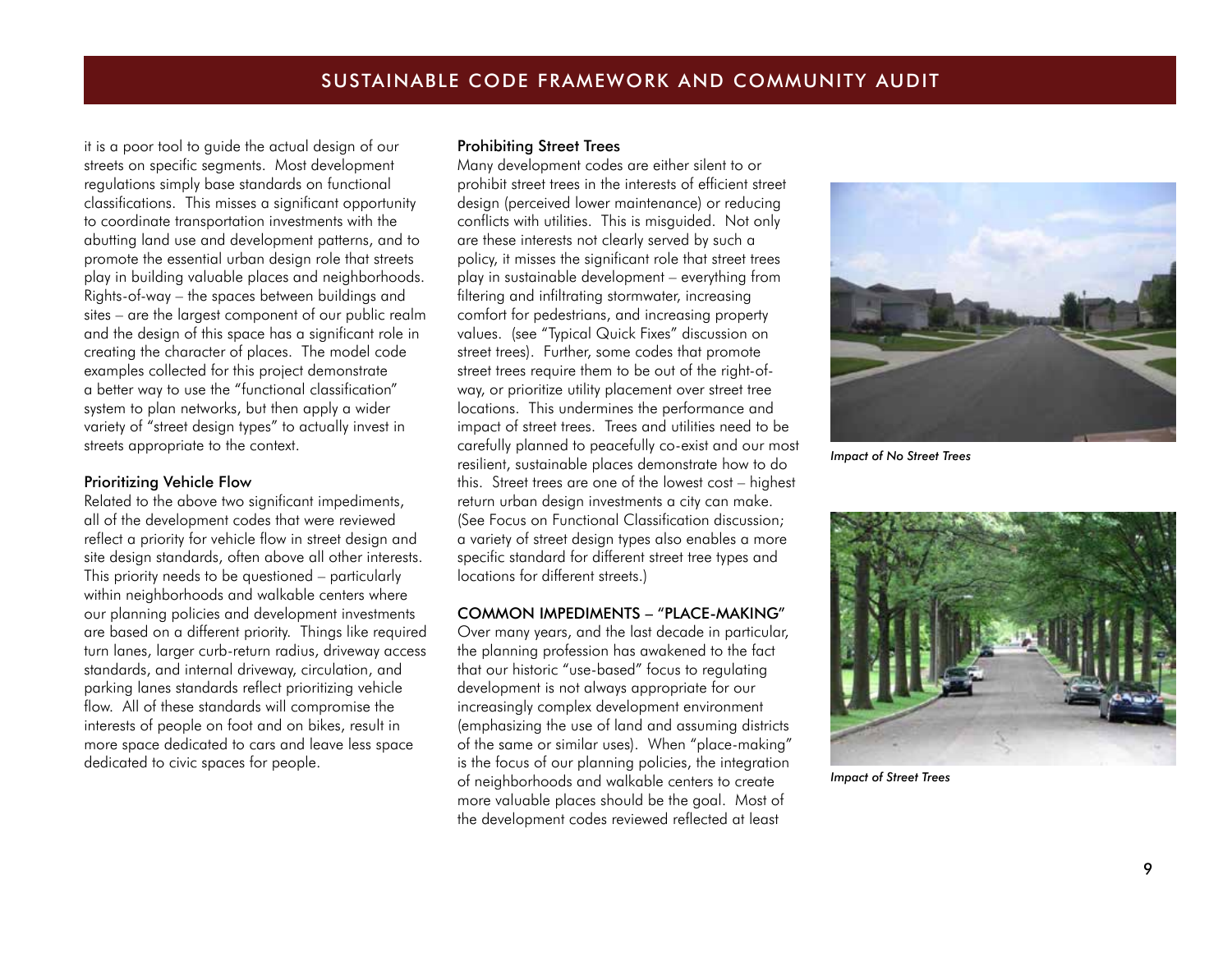it is a poor tool to guide the actual design of our streets on specific segments. Most development regulations simply base standards on functional classifications. This misses a significant opportunity to coordinate transportation investments with the abutting land use and development patterns, and to promote the essential urban design role that streets play in building valuable places and neighborhoods. Rights-of-way – the spaces between buildings and sites – are the largest component of our public realm and the design of this space has a significant role in creating the character of places. The model code examples collected for this project demonstrate a better way to use the "functional classification" system to plan networks, but then apply a wider variety of "street design types" to actually invest in streets appropriate to the context.

### Prioritizing Vehicle Flow

Related to the above two significant impediments, all of the development codes that were reviewed reflect a priority for vehicle flow in street design and site design standards, often above all other interests. This priority needs to be questioned – particularly within neighborhoods and walkable centers where our planning policies and development investments are based on a different priority. Things like required turn lanes, larger curb-return radius, driveway access standards, and internal driveway, circulation, and parking lanes standards reflect prioritizing vehicle flow. All of these standards will compromise the interests of people on foot and on bikes, result in more space dedicated to cars and leave less space dedicated to civic spaces for people.

### Prohibiting Street Trees

Many development codes are either silent to or prohibit street trees in the interests of efficient street design (perceived lower maintenance) or reducing conflicts with utilities. This is misguided. Not only are these interests not clearly served by such a policy, it misses the significant role that street trees play in sustainable development – everything from filtering and infiltrating stormwater, increasing comfort for pedestrians, and increasing property values. (see "Typical Quick Fixes" discussion on street trees). Further, some codes that promote street trees require them to be out of the right-of-way, or prioritize utility placement over street tree locations. This undermines the performance and impact of street trees. Trees and utilities need to be carefully planned to peacefully co-exist and our most resilient, sustainable places demonstrate how to do this. Street trees are one of the lowest cost – highest return urban design investments a city can make. (See Focus on Functional Classification discussion; a variety of street design types also enables a more specific standard for different street tree types and locations for different streets.)

## COMMON IMPEDIMENTS – "PLACE-MAKING"

Over many years, and the last decade in particular, the planning profession has awakened to the fact that our historic "use-based" focus to regulating development is not always appropriate for our increasingly complex development environment (emphasizing the use of land and assuming districts of the same or similar uses). When "place-making" is the focus of our planning policies, the integration of neighborhoods and walkable centers to create more valuable places should be the goal. Most of the development codes reviewed reflected at least

*Impact of No Street Trees*

*Impact of Street Trees*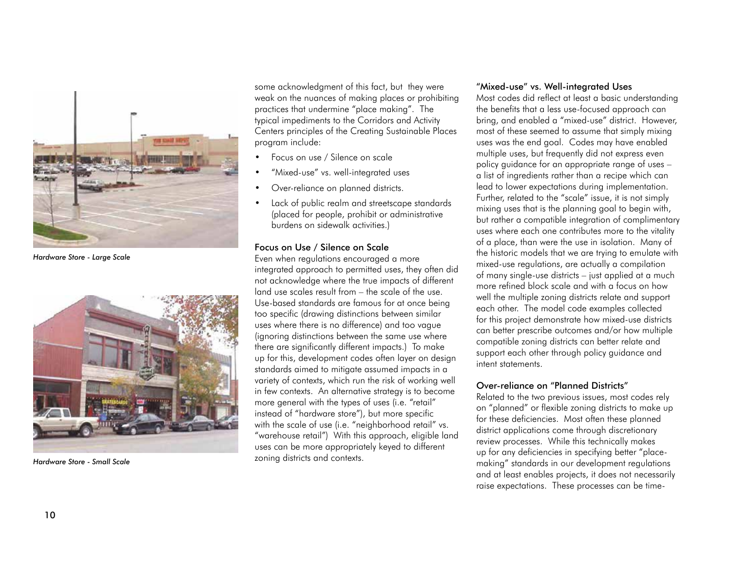*Hardware Store - Large Scale*

*Hardware Store - Small Scale*

some acknowledgment of this fact, but they were weak on the nuances of making places or prohibiting practices that undermine "place making". The typical impediments to the Corridors and Activity Centers principles of the Creating Sustainable Places program include:

- Focus on use / Silence on scale
- "Mixed-use" vs. well-integrated uses
- Over-reliance on planned districts.
- Lack of public realm and streetscape standards (placed for people, prohibit or administrative burdens on sidewalk activities.)

### Focus on Use / Silence on Scale

Even when regulations encouraged a more integrated approach to permitted uses, they often did not acknowledge where the true impacts of different land use scales result from – the scale of the use. Use-based standards are famous for at once being too specific (drawing distinctions between similar uses where there is no difference) and too vague (ignoring distinctions between the same use where there are significantly different impacts.) To make up for this, development codes often layer on design standards aimed to mitigate assumed impacts in a variety of contexts, which run the risk of working well in few contexts. An alternative strategy is to become more general with the types of uses (i.e. "retail" instead of "hardware store"), but more specific with the scale of use (i.e. "neighborhood retail" vs. "warehouse retail") With this approach, eligible land uses can be more appropriately keyed to different zoning districts and contexts.

### "Mixed-use" vs. Well-integrated Uses

Most codes did reflect at least a basic understanding the benefits that a less use-focused approach can bring, and enabled a "mixed-use" district. However, most of these seemed to assume that simply mixing uses was the end goal. Codes may have enabled multiple uses, but frequently did not express even policy guidance for an appropriate range of uses – a list of ingredients rather than a recipe which can lead to lower expectations during implementation. Further, related to the "scale" issue, it is not simply mixing uses that is the planning goal to begin with, but rather a compatible integration of complimentary uses where each one contributes more to the vitality of a place, than were the use in isolation. Many of the historic models that we are trying to emulate with mixed-use regulations, are actually a compilation of many single-use districts – just applied at a much more refined block scale and with a focus on how well the multiple zoning districts relate and support each other. The model code examples collected for this project demonstrate how mixed-use districts can better prescribe outcomes and/or how multiple compatible zoning districts can better relate and support each other through policy guidance and intent statements.

### Over-reliance on "Planned Districts"

Related to the two previous issues, most codes rely on "planned" or flexible zoning districts to make up for these deficiencies. Most often these planned district applications come through discretionary review processes. While this technically makes up for any deficiencies in specifying better "place-making" standards in our development regulations and at least enables projects, it does not necessarily raise expectations. These processes can be time-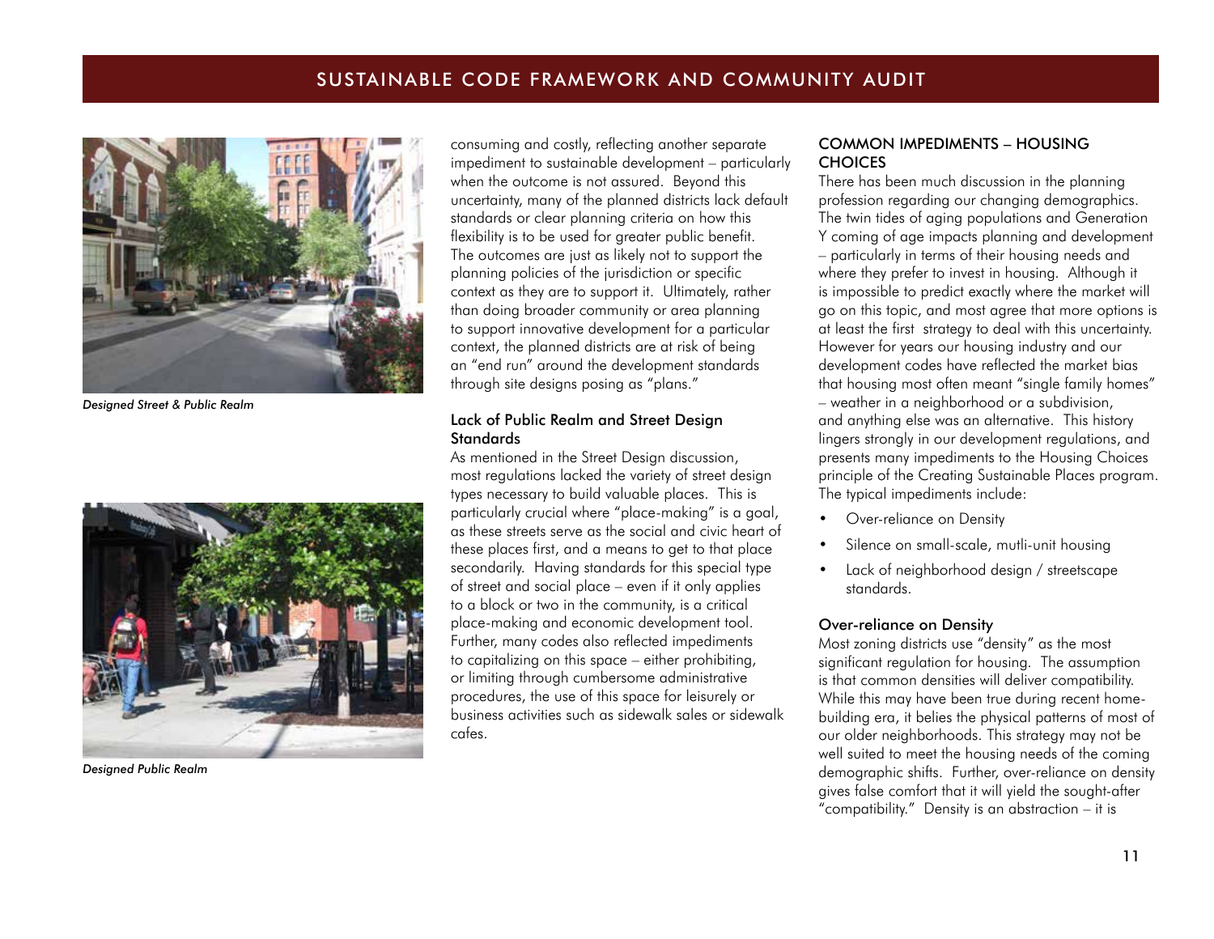*Designed Street & Public Realm*

*Designed Public Realm*

consuming and costly, reflecting another separate impediment to sustainable development – particularly when the outcome is not assured. Beyond this uncertainty, many of the planned districts lack default standards or clear planning criteria on how this flexibility is to be used for greater public benefit. The outcomes are just as likely not to support the planning policies of the jurisdiction or specific context as they are to support it. Ultimately, rather than doing broader community or area planning to support innovative development for a particular context, the planned districts are at risk of being an "end run" around the development standards through site designs posing as "plans."

### Lack of Public Realm and Street Design Standards

As mentioned in the Street Design discussion, most regulations lacked the variety of street design types necessary to build valuable places. This is particularly crucial where "place-making" is a goal, as these streets serve as the social and civic heart of these places first, and a means to get to that place secondarily. Having standards for this special type of street and social place – even if it only applies to a block or two in the community, is a critical place-making and economic development tool. Further, many codes also reflected impediments to capitalizing on this space – either prohibiting, or limiting through cumbersome administrative procedures, the use of this space for leisurely or business activities such as sidewalk sales or sidewalk cafes.

## COMMON IMPEDIMENTS – HOUSING CHOICES

There has been much discussion in the planning profession regarding our changing demographics. The twin tides of aging populations and Generation Y coming of age impacts planning and development – particularly in terms of their housing needs and where they prefer to invest in housing. Although it is impossible to predict exactly where the market will go on this topic, and most agree that more options is at least the first strategy to deal with this uncertainty. However for years our housing industry and our development codes have reflected the market bias that housing most often meant "single family homes" – weather in a neighborhood or a subdivision, and anything else was an alternative. This history lingers strongly in our development regulations, and presents many impediments to the Housing Choices principle of the Creating Sustainable Places program. The typical impediments include:

- Over-reliance on Density
- Silence on small-scale, mutli-unit housing
- Lack of neighborhood design / streetscape standards.

### Over-reliance on Density

Most zoning districts use "density" as the most significant regulation for housing. The assumption is that common densities will deliver compatibility. While this may have been true during recent home-building era, it belies the physical patterns of most of our older neighborhoods. This strategy may not be well suited to meet the housing needs of the coming demographic shifts. Further, over-reliance on density gives false comfort that it will yield the sought-after "compatibility." Density is an abstraction – it is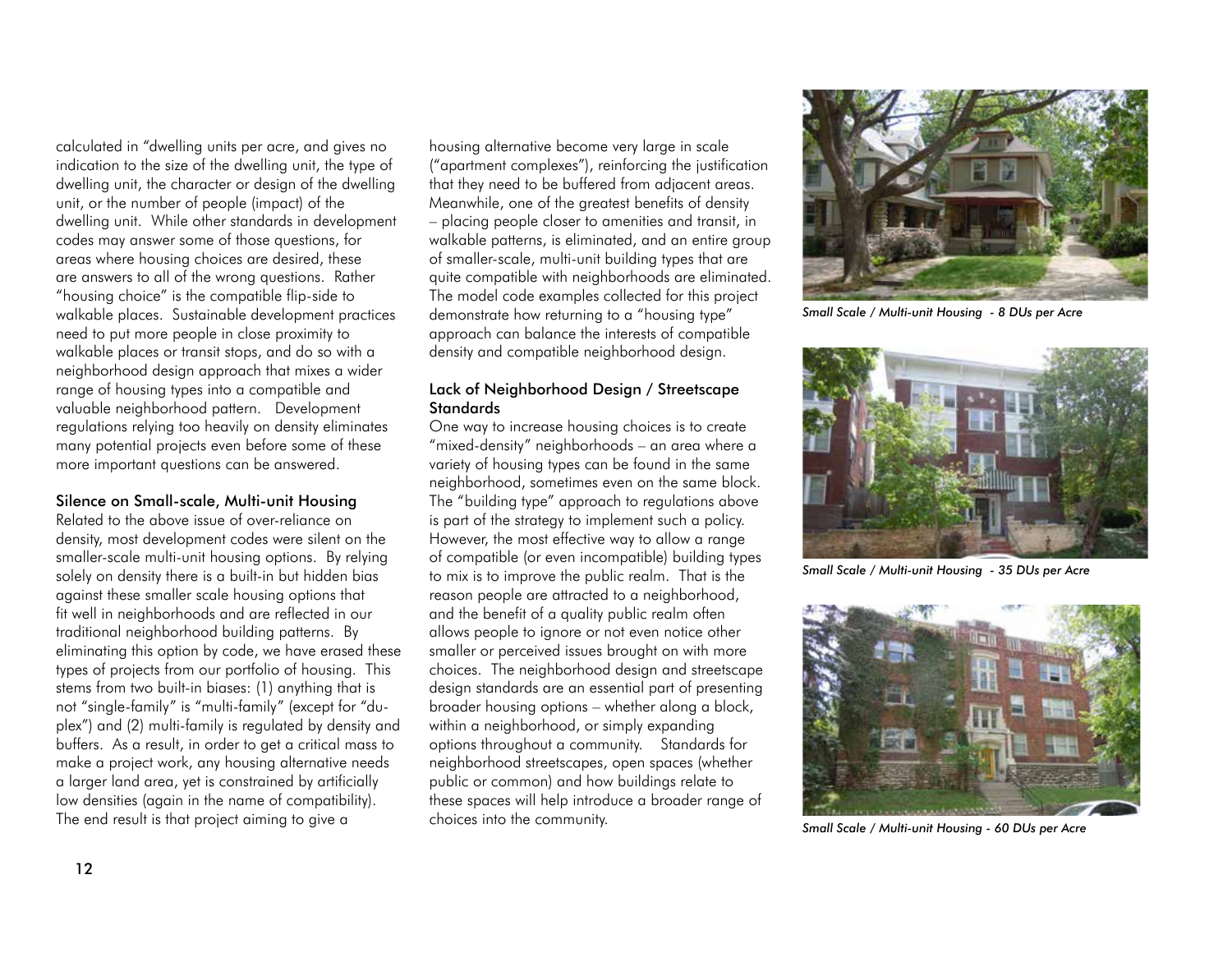calculated in "dwelling units per acre, and gives no indication to the size of the dwelling unit, the type of dwelling unit, the character or design of the dwelling unit, or the number of people (impact) of the dwelling unit. While other standards in development codes may answer some of those questions, for areas where housing choices are desired, these are answers to all of the wrong questions. Rather "housing choice" is the compatible flip-side to walkable places. Sustainable development practices need to put more people in close proximity to walkable places or transit stops, and do so with a neighborhood design approach that mixes a wider range of housing types into a compatible and valuable neighborhood pattern. Development regulations relying too heavily on density eliminates many potential projects even before some of these more important questions can be answered.

### Silence on Small-scale, Multi-unit Housing

Related to the above issue of over-reliance on density, most development codes were silent on the smaller-scale multi-unit housing options. By relying solely on density there is a built-in but hidden bias against these smaller scale housing options that fit well in neighborhoods and are reflected in our traditional neighborhood building patterns. By eliminating this option by code, we have erased these types of projects from our portfolio of housing. This stems from two built-in biases: (1) anything that is not "single-family" is "multi-family" (except for "du-plex") and (2) multi-family is regulated by density and buffers. As a result, in order to get a critical mass to make a project work, any housing alternative needs a larger land area, yet is constrained by artificially low densities (again in the name of compatibility). The end result is that project aiming to give a housing alternative become very large in scale ("apartment complexes"), reinforcing the justification that they need to be buffered from adjacent areas. Meanwhile, one of the greatest benefits of density – placing people closer to amenities and transit, in walkable patterns, is eliminated, and an entire group of smaller-scale, multi-unit building types that are quite compatible with neighborhoods are eliminated. The model code examples collected for this project demonstrate how returning to a "housing type" approach can balance the interests of compatible density and compatible neighborhood design.

### Lack of Neighborhood Design / Streetscape Standards

One way to increase housing choices is to create "mixed-density" neighborhoods – an area where a variety of housing types can be found in the same neighborhood, sometimes even on the same block. The "building type" approach to regulations above is part of the strategy to implement such a policy. However, the most effective way to allow a range of compatible (or even incompatible) building types to mix is to improve the public realm. That is the reason people are attracted to a neighborhood, and the benefit of a quality public realm often allows people to ignore or not even notice other smaller or perceived issues brought on with more choices. The neighborhood design and streetscape design standards are an essential part of presenting broader housing options – whether along a block, within a neighborhood, or simply expanding options throughout a community. Standards for neighborhood streetscapes, open spaces (whether public or common) and how buildings relate to these spaces will help introduce a broader range of choices into the community.

*Small Scale / Multi-unit Housing - 8 DUs per Acre*

*Small Scale / Multi-unit Housing - 35 DUs per Acre*

*Small Scale / Multi-unit Housing - 60 DUs per Acre*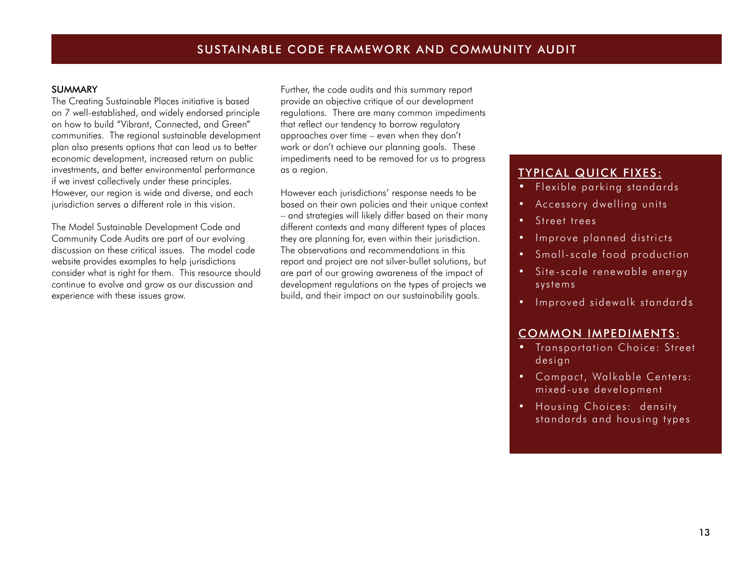# SUSTAINABLE CODE FRAMEWORK AND COMMUNITY AUDIT

## SUMMARY

The Creating Sustainable Places initiative is based on 7 well-established, and widely endorsed principle on how to build "Vibrant, Connected, and Green" communities. The regional sustainable development plan also presents options that can lead us to better economic development, increased return on public investments, and better environmental performance if we invest collectively under these principles. However, our region is wide and diverse, and each jurisdiction serves a different role in this vision.

The Model Sustainable Development Code and Community Code Audits are part of our evolving discussion on these critical issues. The model code website provides examples to help jurisdictions consider what is right for them. This resource should continue to evolve and grow as our discussion and experience with these issues grow.

Further, the code audits and this summary report provide an objective critique of our development regulations. There are many common impediments that reflect our tendency to borrow regulatory approaches over time – even when they don't work or don't achieve our planning goals. These impediments need to be removed for us to progress as a region.

However each jurisdictions' response needs to be based on their own policies and their unique context – and strategies will likely differ based on their many different contexts and many different types of places they are planning for, even within their jurisdiction. The observations and recommendations in this report and project are not silver-bullet solutions, but are part of our growing awareness of the impact of development regulations on the types of projects we build, and their impact on our sustainability goals.

### TYPICAL QUICK FIXES:

- Flexible parking standards
- Accessory dwelling units
- Street trees
- Improve planned districts
- Small-scale food production
- Site-scale renewable energy systems
- Improved sidewalk standards

### COMMON IMPEDIMENTS:

- Transportation Choice: Street design
- Compact, Walkable Centers: mixed-use development
- Housing Choices: density standards and housing types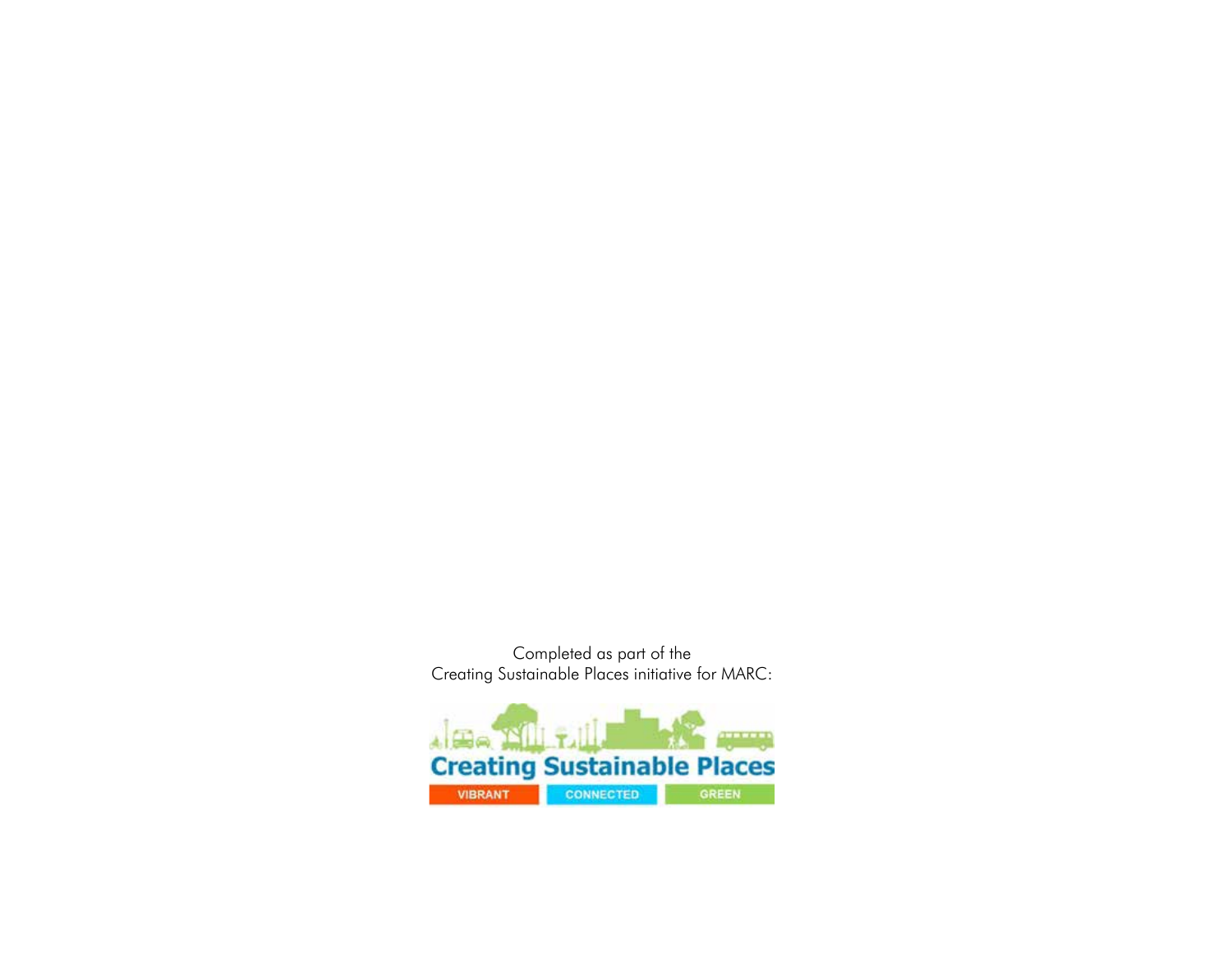Completed as part of the
Creating Sustainable Places initiative for MARC:

Creating Sustainable Places

VIBRANT CONNECTED GREEN